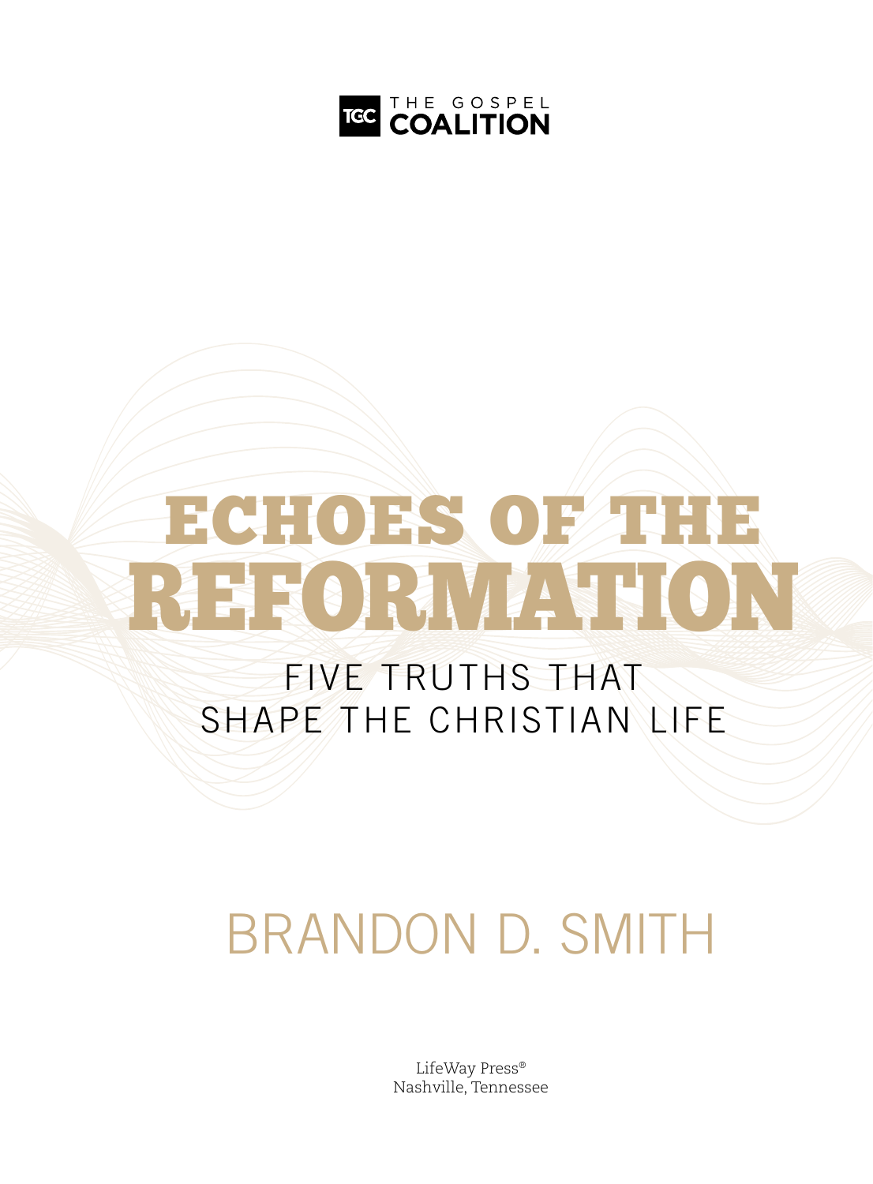THE GOSPEL COALITION

# ECHOES OF THE REFORMATION

## FIVE TRUTHS THAT SHAPE THE CHRISTIAN LIFE

BRANDON D. SMITH

LifeWay Press®
Nashville, Tennessee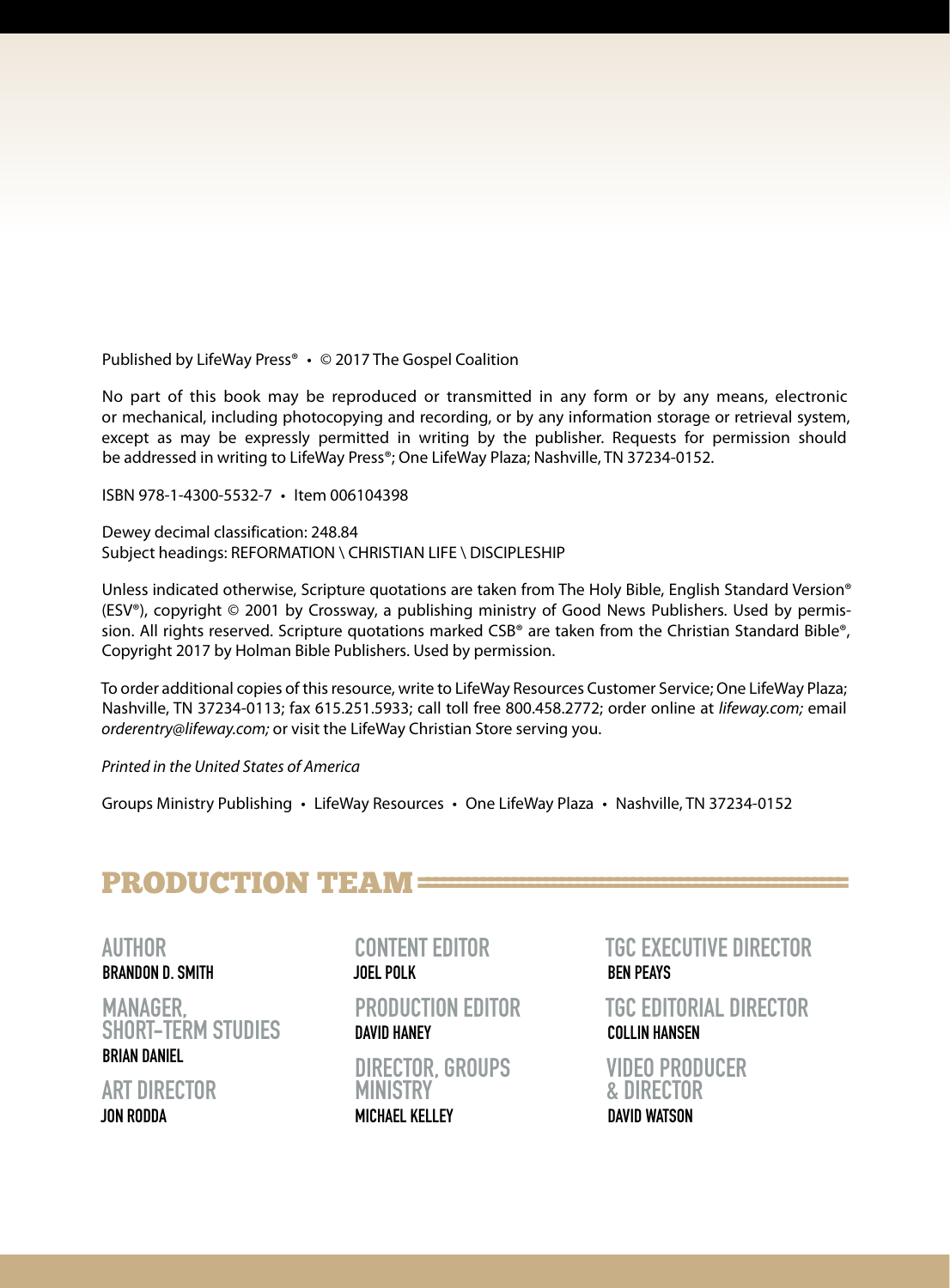Published by LifeWay Press® • © 2017 The Gospel Coalition

No part of this book may be reproduced or transmitted in any form or by any means, electronic or mechanical, including photocopying and recording, or by any information storage or retrieval system, except as may be expressly permitted in writing by the publisher. Requests for permission should be addressed in writing to LifeWay Press®; One LifeWay Plaza; Nashville, TN 37234-0152.

ISBN 978-1-4300-5532-7 • Item 006104398

Dewey decimal classification: 248.84
Subject headings: REFORMATION \ CHRISTIAN LIFE \ DISCIPLESHIP

Unless indicated otherwise, Scripture quotations are taken from The Holy Bible, English Standard Version® (ESV®), copyright © 2001 by Crossway, a publishing ministry of Good News Publishers. Used by permission. All rights reserved. Scripture quotations marked CSB® are taken from the Christian Standard Bible®, Copyright 2017 by Holman Bible Publishers. Used by permission.

To order additional copies of this resource, write to LifeWay Resources Customer Service; One LifeWay Plaza; Nashville, TN 37234-0113; fax 615.251.5933; call toll free 800.458.2772; order online at *lifeway.com;* email *orderentry@lifeway.com;* or visit the LifeWay Christian Store serving you.

*Printed in the United States of America*

Groups Ministry Publishing • LifeWay Resources • One LifeWay Plaza • Nashville, TN 37234-0152

## PRODUCTION TEAM

**AUTHOR**
BRANDON D. SMITH

**MANAGER, SHORT-TERM STUDIES**
BRIAN DANIEL

**ART DIRECTOR**
JON RODDA

**CONTENT EDITOR**
JOEL POLK

**PRODUCTION EDITOR**
DAVID HANEY

**DIRECTOR, GROUPS MINISTRY**
MICHAEL KELLEY

**TGC EXECUTIVE DIRECTOR**
BEN PEAYS

**TGC EDITORIAL DIRECTOR**
COLLIN HANSEN

**VIDEO PRODUCER & DIRECTOR**
DAVID WATSON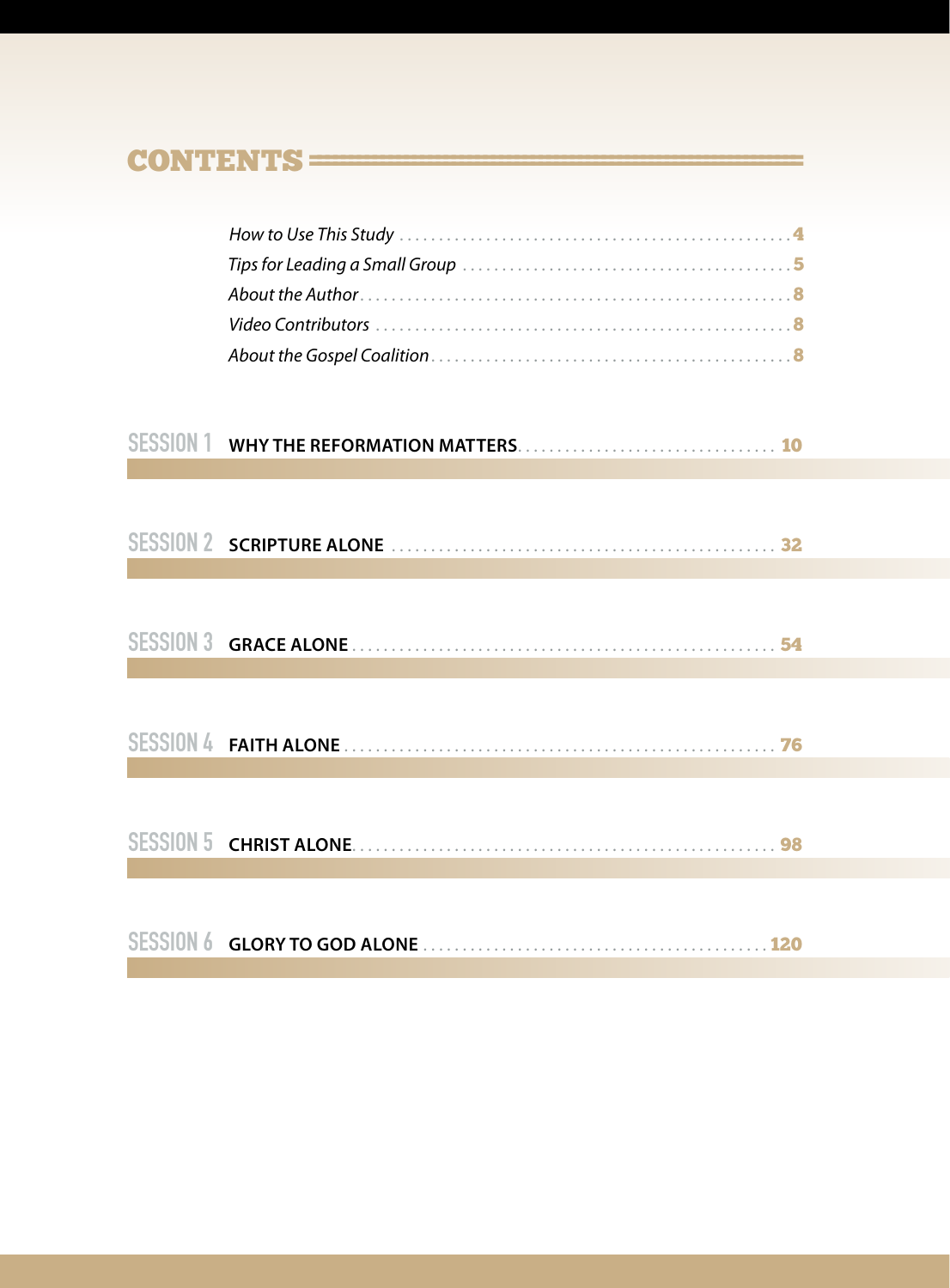# CONTENTS

*How to Use This Study* .... 4
*Tips for Leading a Small Group* .... 5
*About the Author* .... 8
*Video Contributors* .... 8
*About the Gospel Coalition* .... 8

SESSION 1 **WHY THE REFORMATION MATTERS** .... 10

SESSION 2 **SCRIPTURE ALONE** .... 32

SESSION 3 **GRACE ALONE** .... 54

SESSION 4 **FAITH ALONE** .... 76

SESSION 5 **CHRIST ALONE** .... 98

SESSION 6 **GLORY TO GOD ALONE** .... 120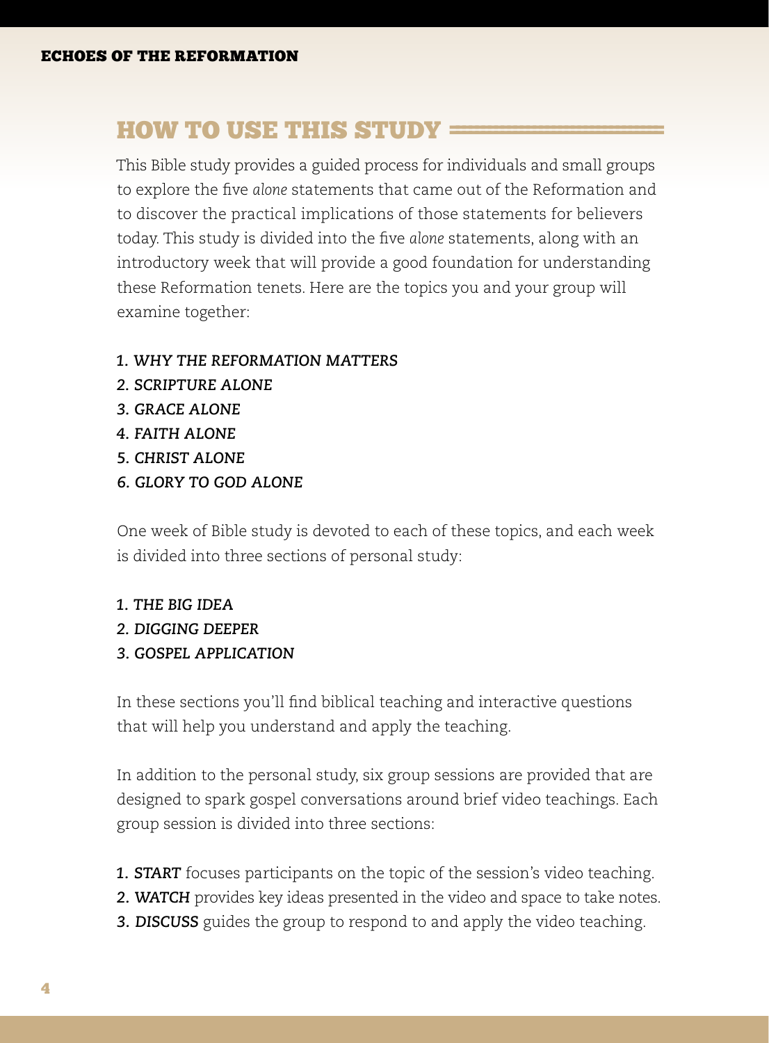## HOW TO USE THIS STUDY

This Bible study provides a guided process for individuals and small groups to explore the five *alone* statements that came out of the Reformation and to discover the practical implications of those statements for believers today. This study is divided into the five *alone* statements, along with an introductory week that will provide a good foundation for understanding these Reformation tenets. Here are the topics you and your group will examine together:

1. ***WHY THE REFORMATION MATTERS***
2. ***SCRIPTURE ALONE***
3. ***GRACE ALONE***
4. ***FAITH ALONE***
5. ***CHRIST ALONE***
6. ***GLORY TO GOD ALONE***

One week of Bible study is devoted to each of these topics, and each week is divided into three sections of personal study:

1. ***THE BIG IDEA***
2. ***DIGGING DEEPER***
3. ***GOSPEL APPLICATION***

In these sections you'll find biblical teaching and interactive questions that will help you understand and apply the teaching.

In addition to the personal study, six group sessions are provided that are designed to spark gospel conversations around brief video teachings. Each group session is divided into three sections:

1. ***START*** focuses participants on the topic of the session's video teaching.
2. ***WATCH*** provides key ideas presented in the video and space to take notes.
3. ***DISCUSS*** guides the group to respond to and apply the video teaching.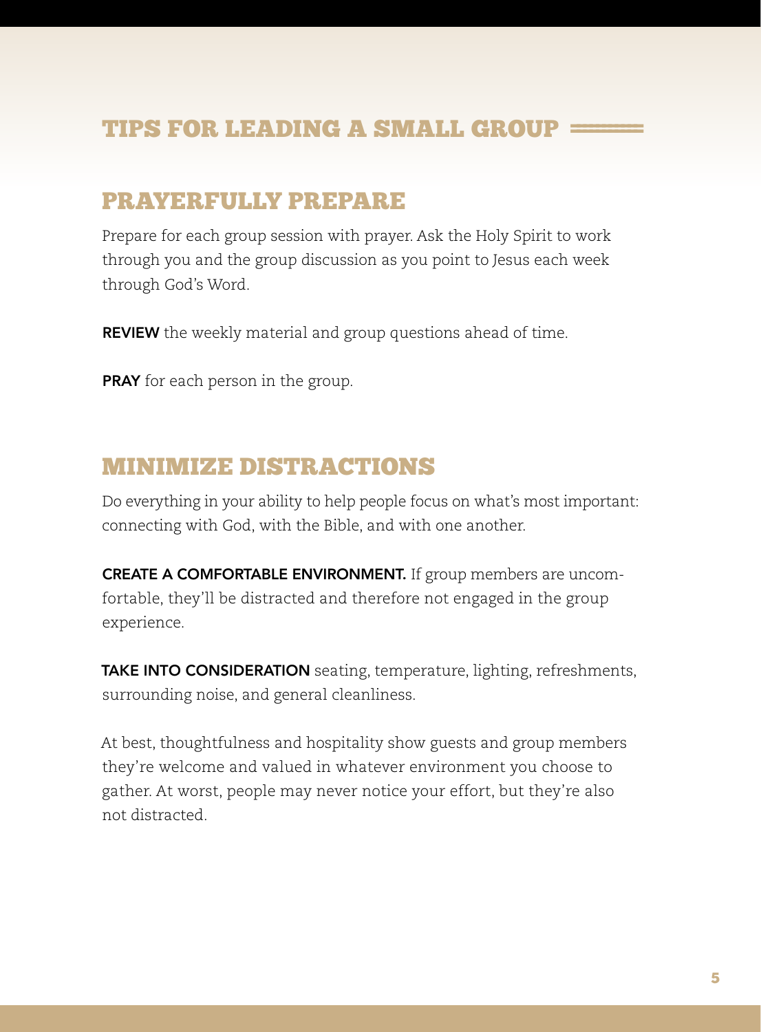# TIPS FOR LEADING A SMALL GROUP

## PRAYERFULLY PREPARE

Prepare for each group session with prayer. Ask the Holy Spirit to work through you and the group discussion as you point to Jesus each week through God's Word.

**REVIEW** the weekly material and group questions ahead of time.

**PRAY** for each person in the group.

## MINIMIZE DISTRACTIONS

Do everything in your ability to help people focus on what's most important: connecting with God, with the Bible, and with one another.

**CREATE A COMFORTABLE ENVIRONMENT.** If group members are uncomfortable, they'll be distracted and therefore not engaged in the group experience.

**TAKE INTO CONSIDERATION** seating, temperature, lighting, refreshments, surrounding noise, and general cleanliness.

At best, thoughtfulness and hospitality show guests and group members they're welcome and valued in whatever environment you choose to gather. At worst, people may never notice your effort, but they're also not distracted.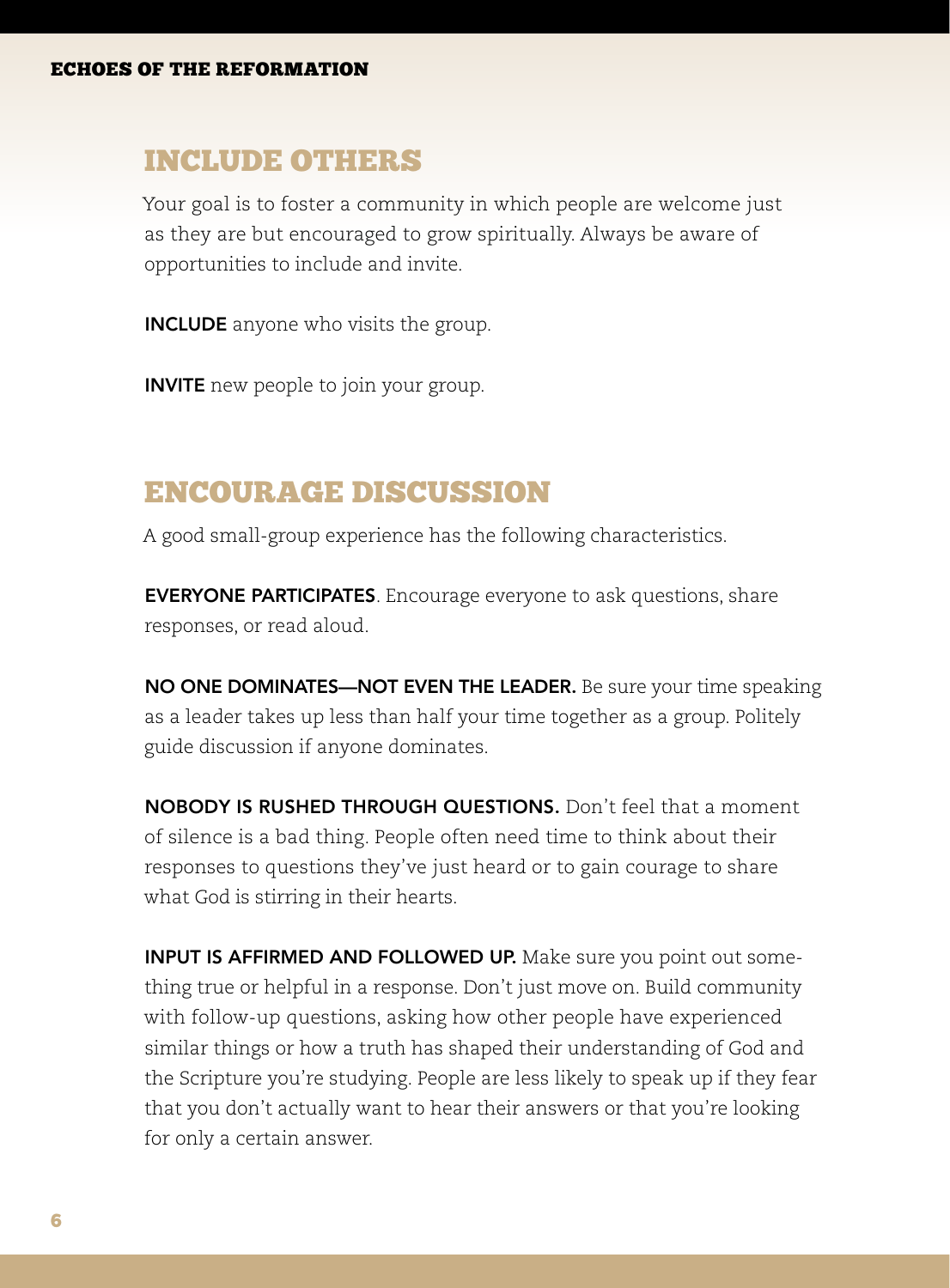## INCLUDE OTHERS

Your goal is to foster a community in which people are welcome just as they are but encouraged to grow spiritually. Always be aware of opportunities to include and invite.

**INCLUDE** anyone who visits the group.

**INVITE** new people to join your group.

## ENCOURAGE DISCUSSION

A good small-group experience has the following characteristics.

**EVERYONE PARTICIPATES**. Encourage everyone to ask questions, share responses, or read aloud.

**NO ONE DOMINATES—NOT EVEN THE LEADER.** Be sure your time speaking as a leader takes up less than half your time together as a group. Politely guide discussion if anyone dominates.

**NOBODY IS RUSHED THROUGH QUESTIONS.** Don't feel that a moment of silence is a bad thing. People often need time to think about their responses to questions they've just heard or to gain courage to share what God is stirring in their hearts.

**INPUT IS AFFIRMED AND FOLLOWED UP.** Make sure you point out something true or helpful in a response. Don't just move on. Build community with follow-up questions, asking how other people have experienced similar things or how a truth has shaped their understanding of God and the Scripture you're studying. People are less likely to speak up if they fear that you don't actually want to hear their answers or that you're looking for only a certain answer.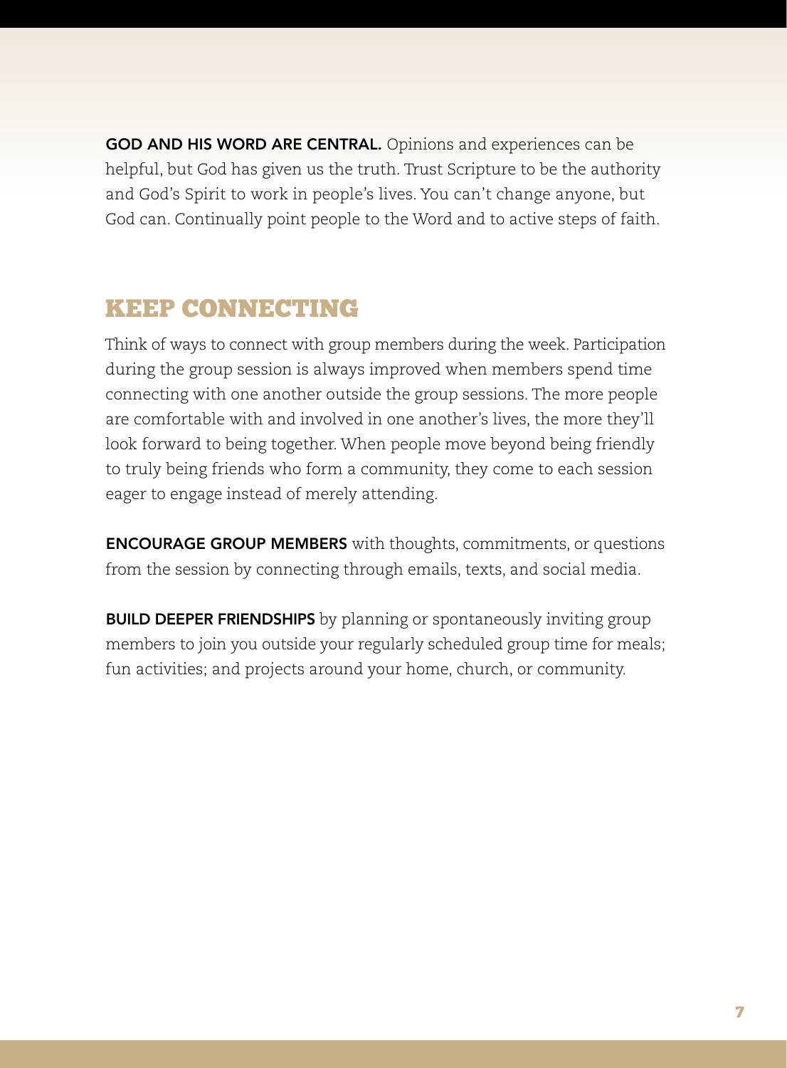**GOD AND HIS WORD ARE CENTRAL.** Opinions and experiences can be helpful, but God has given us the truth. Trust Scripture to be the authority and God's Spirit to work in people's lives. You can't change anyone, but God can. Continually point people to the Word and to active steps of faith.

## KEEP CONNECTING

Think of ways to connect with group members during the week. Participation during the group session is always improved when members spend time connecting with one another outside the group sessions. The more people are comfortable with and involved in one another's lives, the more they'll look forward to being together. When people move beyond being friendly to truly being friends who form a community, they come to each session eager to engage instead of merely attending.

**ENCOURAGE GROUP MEMBERS** with thoughts, commitments, or questions from the session by connecting through emails, texts, and social media.

**BUILD DEEPER FRIENDSHIPS** by planning or spontaneously inviting group members to join you outside your regularly scheduled group time for meals; fun activities; and projects around your home, church, or community.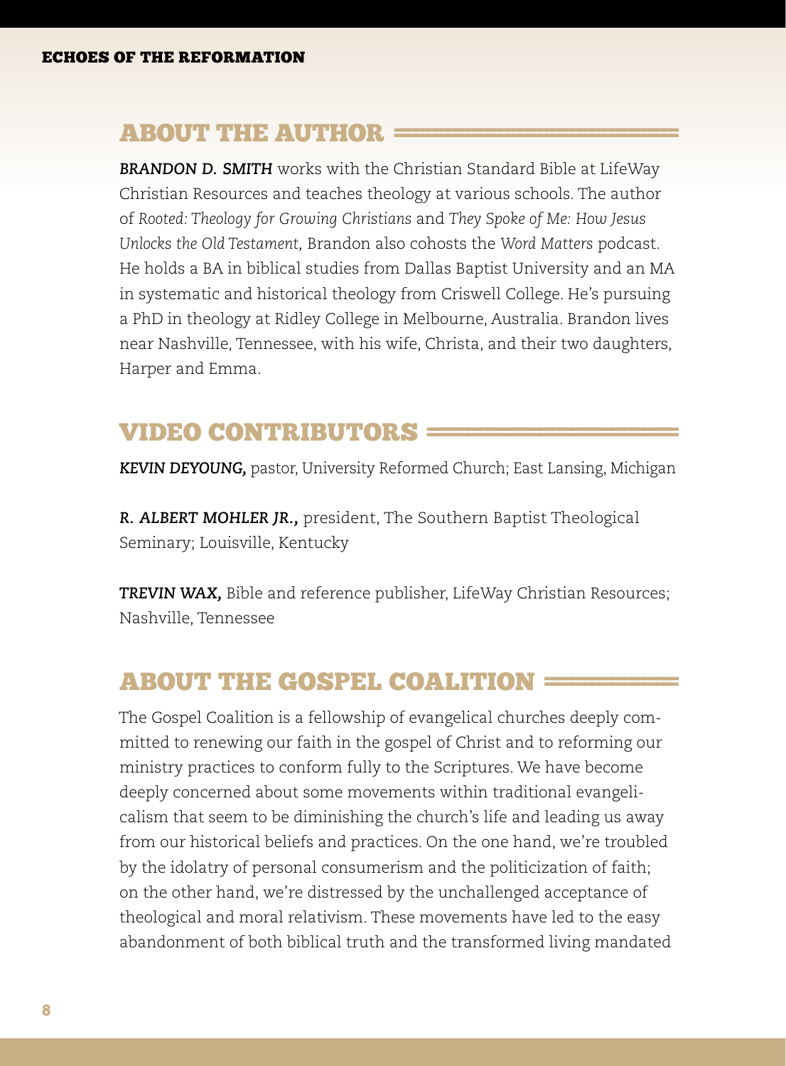## ABOUT THE AUTHOR

***BRANDON D. SMITH*** works with the Christian Standard Bible at LifeWay Christian Resources and teaches theology at various schools. The author of *Rooted: Theology for Growing Christians* and *They Spoke of Me: How Jesus Unlocks the Old Testament,* Brandon also cohosts the *Word Matters* podcast. He holds a BA in biblical studies from Dallas Baptist University and an MA in systematic and historical theology from Criswell College. He's pursuing a PhD in theology at Ridley College in Melbourne, Australia. Brandon lives near Nashville, Tennessee, with his wife, Christa, and their two daughters, Harper and Emma.

## VIDEO CONTRIBUTORS

***KEVIN DEYOUNG,*** pastor, University Reformed Church; East Lansing, Michigan

***R. ALBERT MOHLER JR.,*** president, The Southern Baptist Theological Seminary; Louisville, Kentucky

***TREVIN WAX,*** Bible and reference publisher, LifeWay Christian Resources; Nashville, Tennessee

## ABOUT THE GOSPEL COALITION

The Gospel Coalition is a fellowship of evangelical churches deeply committed to renewing our faith in the gospel of Christ and to reforming our ministry practices to conform fully to the Scriptures. We have become deeply concerned about some movements within traditional evangelicalism that seem to be diminishing the church's life and leading us away from our historical beliefs and practices. On the one hand, we're troubled by the idolatry of personal consumerism and the politicization of faith; on the other hand, we're distressed by the unchallenged acceptance of theological and moral relativism. These movements have led to the easy abandonment of both biblical truth and the transformed living mandated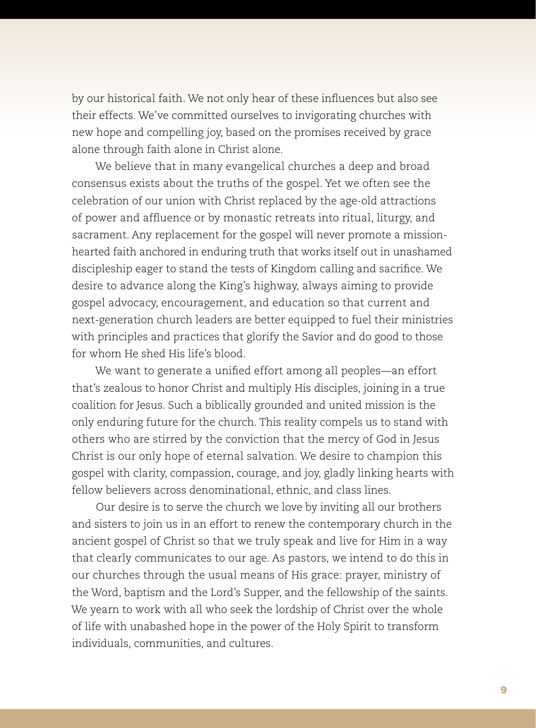by our historical faith. We not only hear of these influences but also see their effects. We've committed ourselves to invigorating churches with new hope and compelling joy, based on the promises received by grace alone through faith alone in Christ alone.

We believe that in many evangelical churches a deep and broad consensus exists about the truths of the gospel. Yet we often see the celebration of our union with Christ replaced by the age-old attractions of power and affluence or by monastic retreats into ritual, liturgy, and sacrament. Any replacement for the gospel will never promote a mission-hearted faith anchored in enduring truth that works itself out in unashamed discipleship eager to stand the tests of Kingdom calling and sacrifice. We desire to advance along the King's highway, always aiming to provide gospel advocacy, encouragement, and education so that current and next-generation church leaders are better equipped to fuel their ministries with principles and practices that glorify the Savior and do good to those for whom He shed His life's blood.

We want to generate a unified effort among all peoples—an effort that's zealous to honor Christ and multiply His disciples, joining in a true coalition for Jesus. Such a biblically grounded and united mission is the only enduring future for the church. This reality compels us to stand with others who are stirred by the conviction that the mercy of God in Jesus Christ is our only hope of eternal salvation. We desire to champion this gospel with clarity, compassion, courage, and joy, gladly linking hearts with fellow believers across denominational, ethnic, and class lines.

Our desire is to serve the church we love by inviting all our brothers and sisters to join us in an effort to renew the contemporary church in the ancient gospel of Christ so that we truly speak and live for Him in a way that clearly communicates to our age. As pastors, we intend to do this in our churches through the usual means of His grace: prayer, ministry of the Word, baptism and the Lord's Supper, and the fellowship of the saints. We yearn to work with all who seek the lordship of Christ over the whole of life with unabashed hope in the power of the Holy Spirit to transform individuals, communities, and cultures.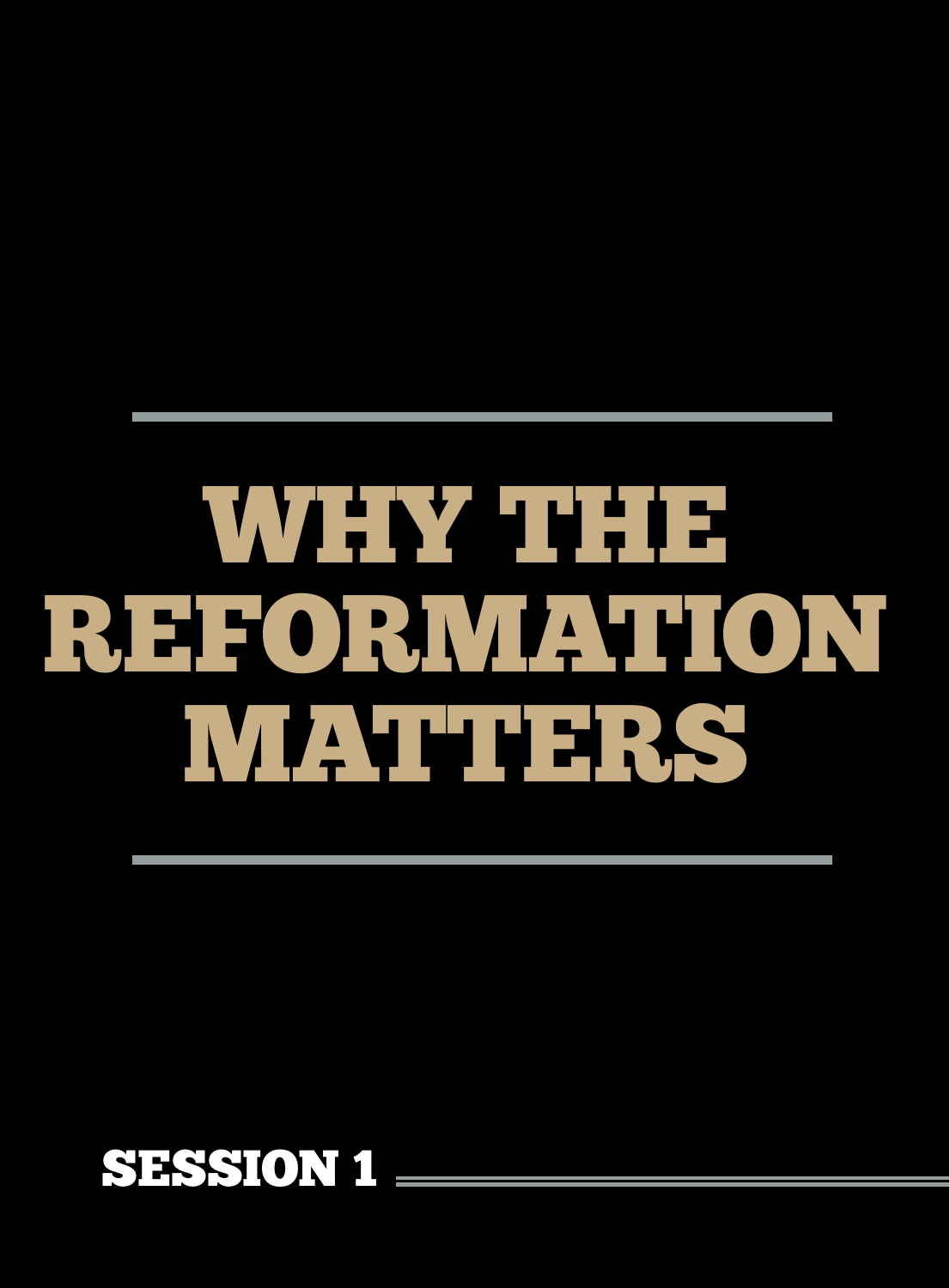# WHY THE REFORMATION MATTERS

SESSION 1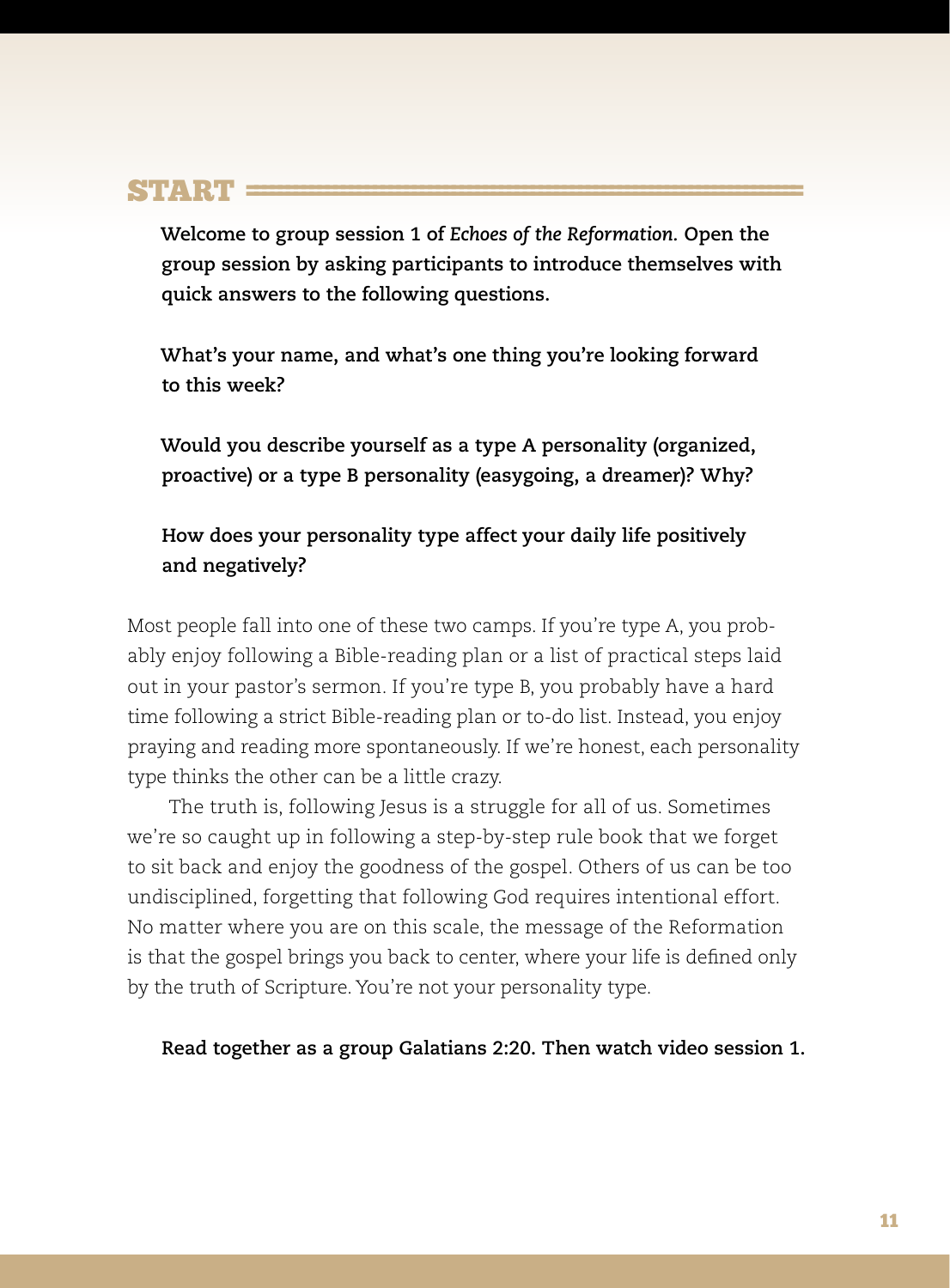## START

**Welcome to group session 1 of *Echoes of the Reformation*. Open the group session by asking participants to introduce themselves with quick answers to the following questions.**

**What's your name, and what's one thing you're looking forward to this week?**

**Would you describe yourself as a type A personality (organized, proactive) or a type B personality (easygoing, a dreamer)? Why?**

**How does your personality type affect your daily life positively and negatively?**

Most people fall into one of these two camps. If you're type A, you probably enjoy following a Bible-reading plan or a list of practical steps laid out in your pastor's sermon. If you're type B, you probably have a hard time following a strict Bible-reading plan or to-do list. Instead, you enjoy praying and reading more spontaneously. If we're honest, each personality type thinks the other can be a little crazy.

The truth is, following Jesus is a struggle for all of us. Sometimes we're so caught up in following a step-by-step rule book that we forget to sit back and enjoy the goodness of the gospel. Others of us can be too undisciplined, forgetting that following God requires intentional effort. No matter where you are on this scale, the message of the Reformation is that the gospel brings you back to center, where your life is defined only by the truth of Scripture. You're not your personality type.

**Read together as a group Galatians 2:20. Then watch video session 1.**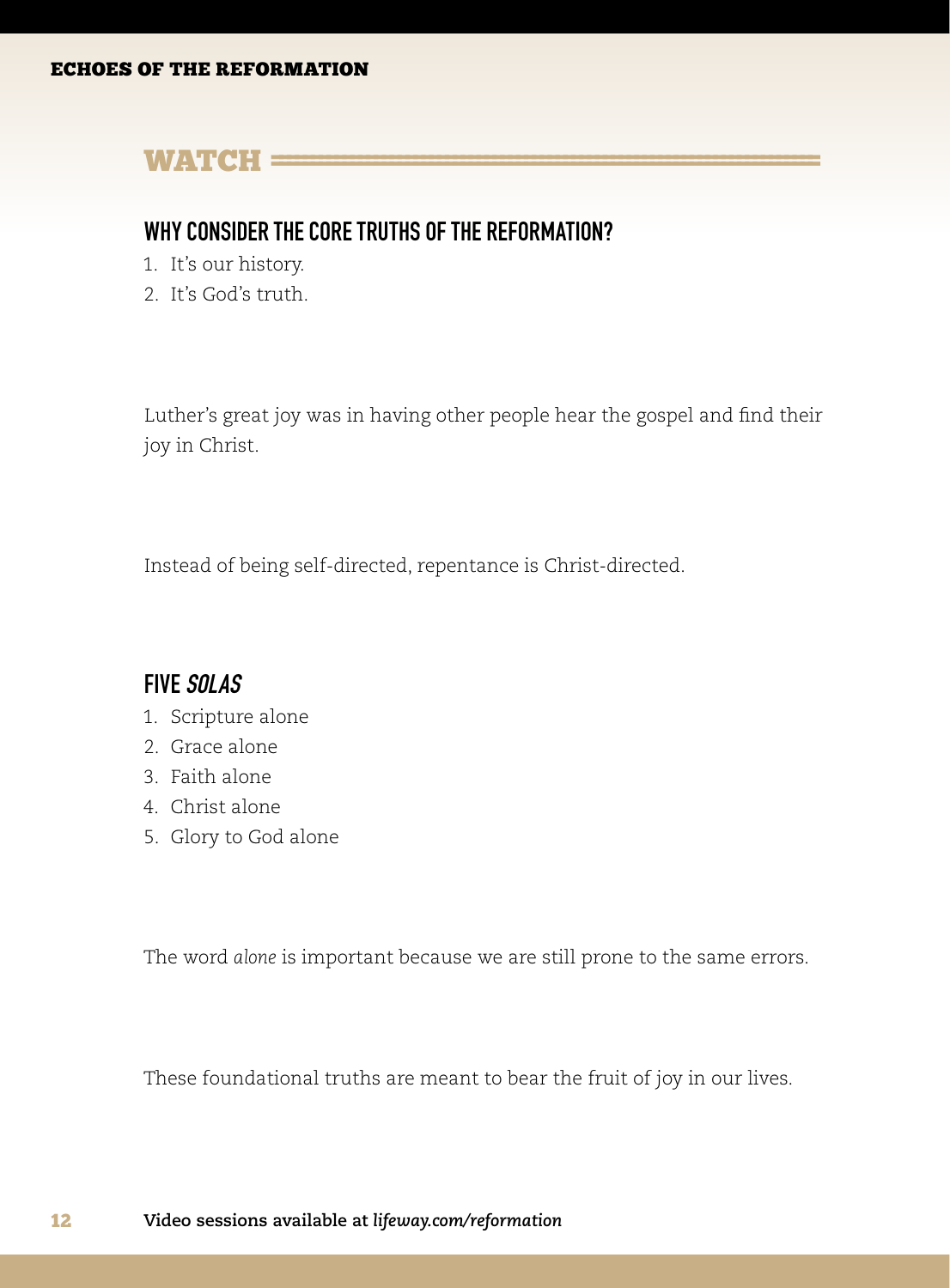# WATCH

## WHY CONSIDER THE CORE TRUTHS OF THE REFORMATION?

1. It's our history.
2. It's God's truth.

Luther's great joy was in having other people hear the gospel and find their joy in Christ.

Instead of being self-directed, repentance is Christ-directed.

## FIVE *SOLAS*

1. Scripture alone
2. Grace alone
3. Faith alone
4. Christ alone
5. Glory to God alone

The word *alone* is important because we are still prone to the same errors.

These foundational truths are meant to bear the fruit of joy in our lives.

**Video sessions available at *lifeway.com/reformation***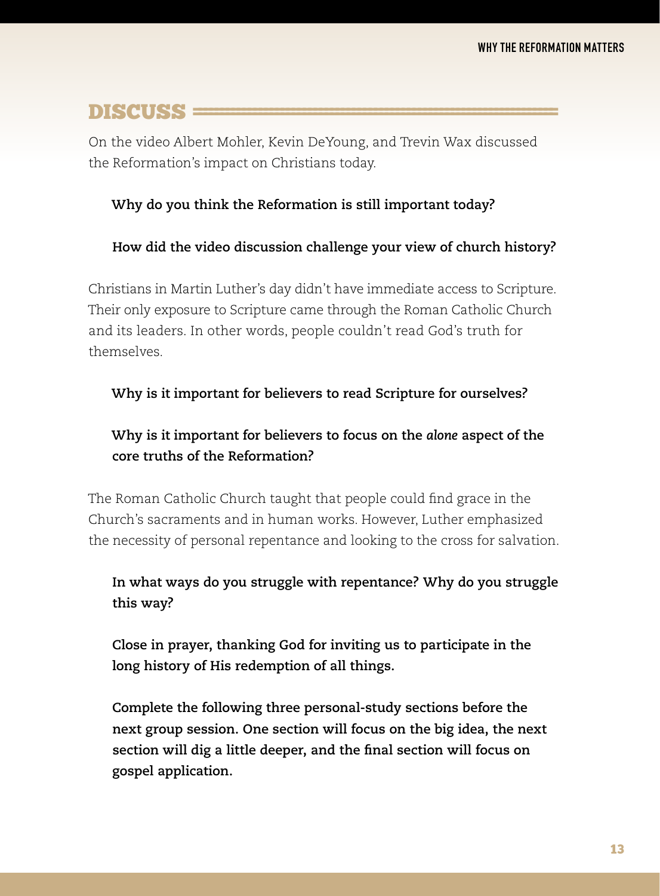## DISCUSS

On the video Albert Mohler, Kevin DeYoung, and Trevin Wax discussed the Reformation's impact on Christians today.

**Why do you think the Reformation is still important today?**

**How did the video discussion challenge your view of church history?**

Christians in Martin Luther's day didn't have immediate access to Scripture. Their only exposure to Scripture came through the Roman Catholic Church and its leaders. In other words, people couldn't read God's truth for themselves.

**Why is it important for believers to read Scripture for ourselves?**

**Why is it important for believers to focus on the *alone* aspect of the core truths of the Reformation?**

The Roman Catholic Church taught that people could find grace in the Church's sacraments and in human works. However, Luther emphasized the necessity of personal repentance and looking to the cross for salvation.

**In what ways do you struggle with repentance? Why do you struggle this way?**

**Close in prayer, thanking God for inviting us to participate in the long history of His redemption of all things.**

**Complete the following three personal-study sections before the next group session. One section will focus on the big idea, the next section will dig a little deeper, and the final section will focus on gospel application.**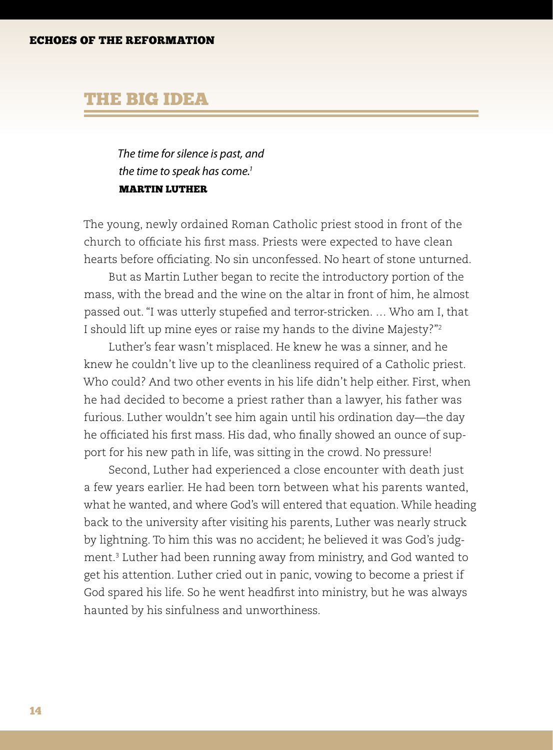## THE BIG IDEA

> *The time for silence is past, and the time to speak has come.*[1]
>
> **MARTIN LUTHER**

The young, newly ordained Roman Catholic priest stood in front of the church to officiate his first mass. Priests were expected to have clean hearts before officiating. No sin unconfessed. No heart of stone unturned.

But as Martin Luther began to recite the introductory portion of the mass, with the bread and the wine on the altar in front of him, he almost passed out. "I was utterly stupefied and terror-stricken. … Who am I, that I should lift up mine eyes or raise my hands to the divine Majesty?"[2]

Luther's fear wasn't misplaced. He knew he was a sinner, and he knew he couldn't live up to the cleanliness required of a Catholic priest. Who could? And two other events in his life didn't help either. First, when he had decided to become a priest rather than a lawyer, his father was furious. Luther wouldn't see him again until his ordination day—the day he officiated his first mass. His dad, who finally showed an ounce of support for his new path in life, was sitting in the crowd. No pressure!

Second, Luther had experienced a close encounter with death just a few years earlier. He had been torn between what his parents wanted, what he wanted, and where God's will entered that equation. While heading back to the university after visiting his parents, Luther was nearly struck by lightning. To him this was no accident; he believed it was God's judgment.[3] Luther had been running away from ministry, and God wanted to get his attention. Luther cried out in panic, vowing to become a priest if God spared his life. So he went headfirst into ministry, but he was always haunted by his sinfulness and unworthiness.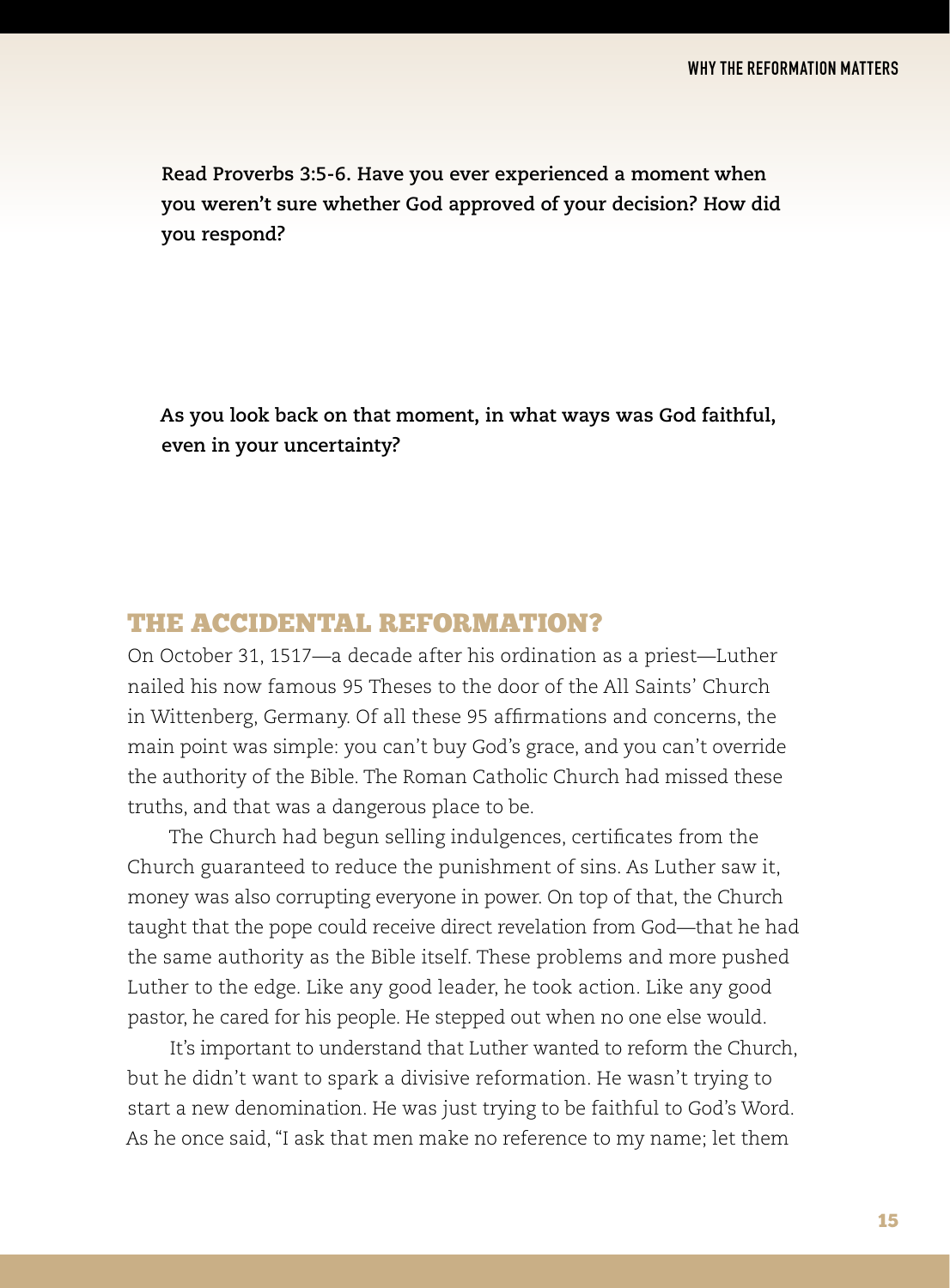**Read Proverbs 3:5-6. Have you ever experienced a moment when you weren't sure whether God approved of your decision? How did you respond?**

**As you look back on that moment, in what ways was God faithful, even in your uncertainty?**

## THE ACCIDENTAL REFORMATION?

On October 31, 1517—a decade after his ordination as a priest—Luther nailed his now famous 95 Theses to the door of the All Saints' Church in Wittenberg, Germany. Of all these 95 affirmations and concerns, the main point was simple: you can't buy God's grace, and you can't override the authority of the Bible. The Roman Catholic Church had missed these truths, and that was a dangerous place to be.

The Church had begun selling indulgences, certificates from the Church guaranteed to reduce the punishment of sins. As Luther saw it, money was also corrupting everyone in power. On top of that, the Church taught that the pope could receive direct revelation from God—that he had the same authority as the Bible itself. These problems and more pushed Luther to the edge. Like any good leader, he took action. Like any good pastor, he cared for his people. He stepped out when no one else would.

It's important to understand that Luther wanted to reform the Church, but he didn't want to spark a divisive reformation. He wasn't trying to start a new denomination. He was just trying to be faithful to God's Word. As he once said, "I ask that men make no reference to my name; let them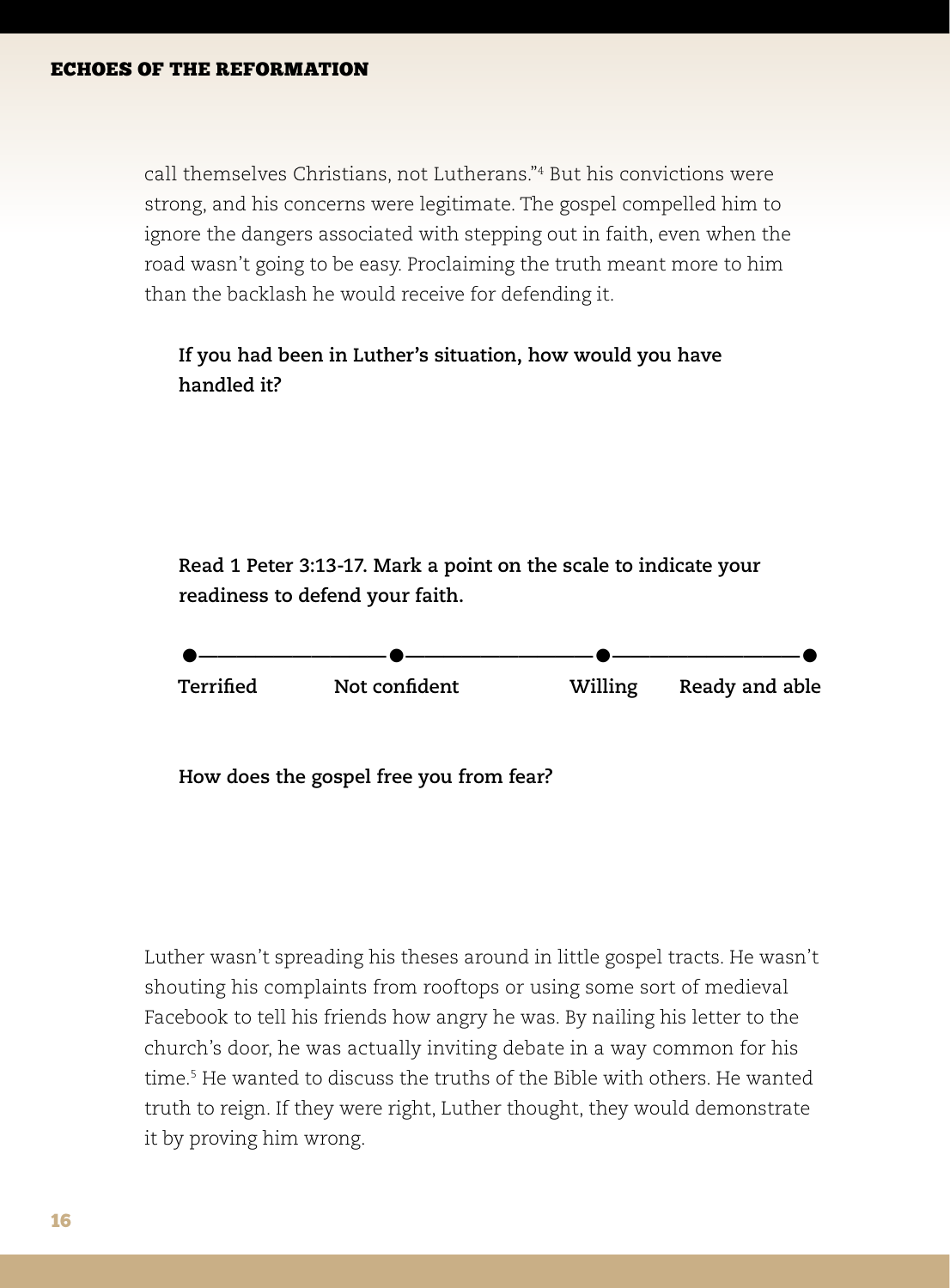call themselves Christians, not Lutherans."[4] But his convictions were strong, and his concerns were legitimate. The gospel compelled him to ignore the dangers associated with stepping out in faith, even when the road wasn't going to be easy. Proclaiming the truth meant more to him than the backlash he would receive for defending it.

**If you had been in Luther's situation, how would you have handled it?**

**Read 1 Peter 3:13-17. Mark a point on the scale to indicate your readiness to defend your faith.**

**Terrified** —— **Not confident** —— **Willing** —— **Ready and able**

**How does the gospel free you from fear?**

Luther wasn't spreading his theses around in little gospel tracts. He wasn't shouting his complaints from rooftops or using some sort of medieval Facebook to tell his friends how angry he was. By nailing his letter to the church's door, he was actually inviting debate in a way common for his time.[5] He wanted to discuss the truths of the Bible with others. He wanted truth to reign. If they were right, Luther thought, they would demonstrate it by proving him wrong.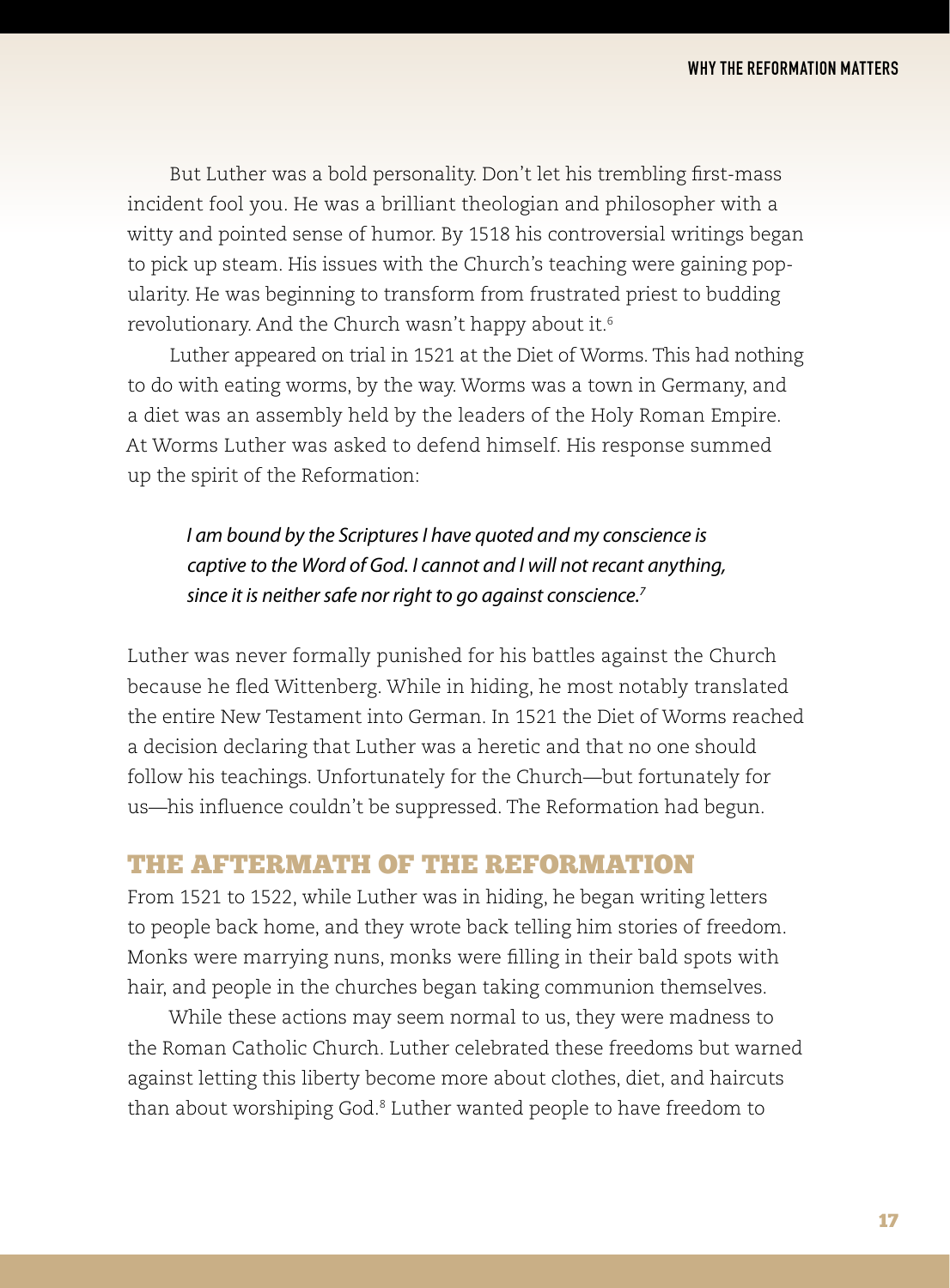But Luther was a bold personality. Don't let his trembling first-mass incident fool you. He was a brilliant theologian and philosopher with a witty and pointed sense of humor. By 1518 his controversial writings began to pick up steam. His issues with the Church's teaching were gaining popularity. He was beginning to transform from frustrated priest to budding revolutionary. And the Church wasn't happy about it.[6]

Luther appeared on trial in 1521 at the Diet of Worms. This had nothing to do with eating worms, by the way. Worms was a town in Germany, and a diet was an assembly held by the leaders of the Holy Roman Empire. At Worms Luther was asked to defend himself. His response summed up the spirit of the Reformation:

> *I am bound by the Scriptures I have quoted and my conscience is captive to the Word of God. I cannot and I will not recant anything, since it is neither safe nor right to go against conscience.*[7]

Luther was never formally punished for his battles against the Church because he fled Wittenberg. While in hiding, he most notably translated the entire New Testament into German. In 1521 the Diet of Worms reached a decision declaring that Luther was a heretic and that no one should follow his teachings. Unfortunately for the Church—but fortunately for us—his influence couldn't be suppressed. The Reformation had begun.

## THE AFTERMATH OF THE REFORMATION

From 1521 to 1522, while Luther was in hiding, he began writing letters to people back home, and they wrote back telling him stories of freedom. Monks were marrying nuns, monks were filling in their bald spots with hair, and people in the churches began taking communion themselves.

While these actions may seem normal to us, they were madness to the Roman Catholic Church. Luther celebrated these freedoms but warned against letting this liberty become more about clothes, diet, and haircuts than about worshiping God.[8] Luther wanted people to have freedom to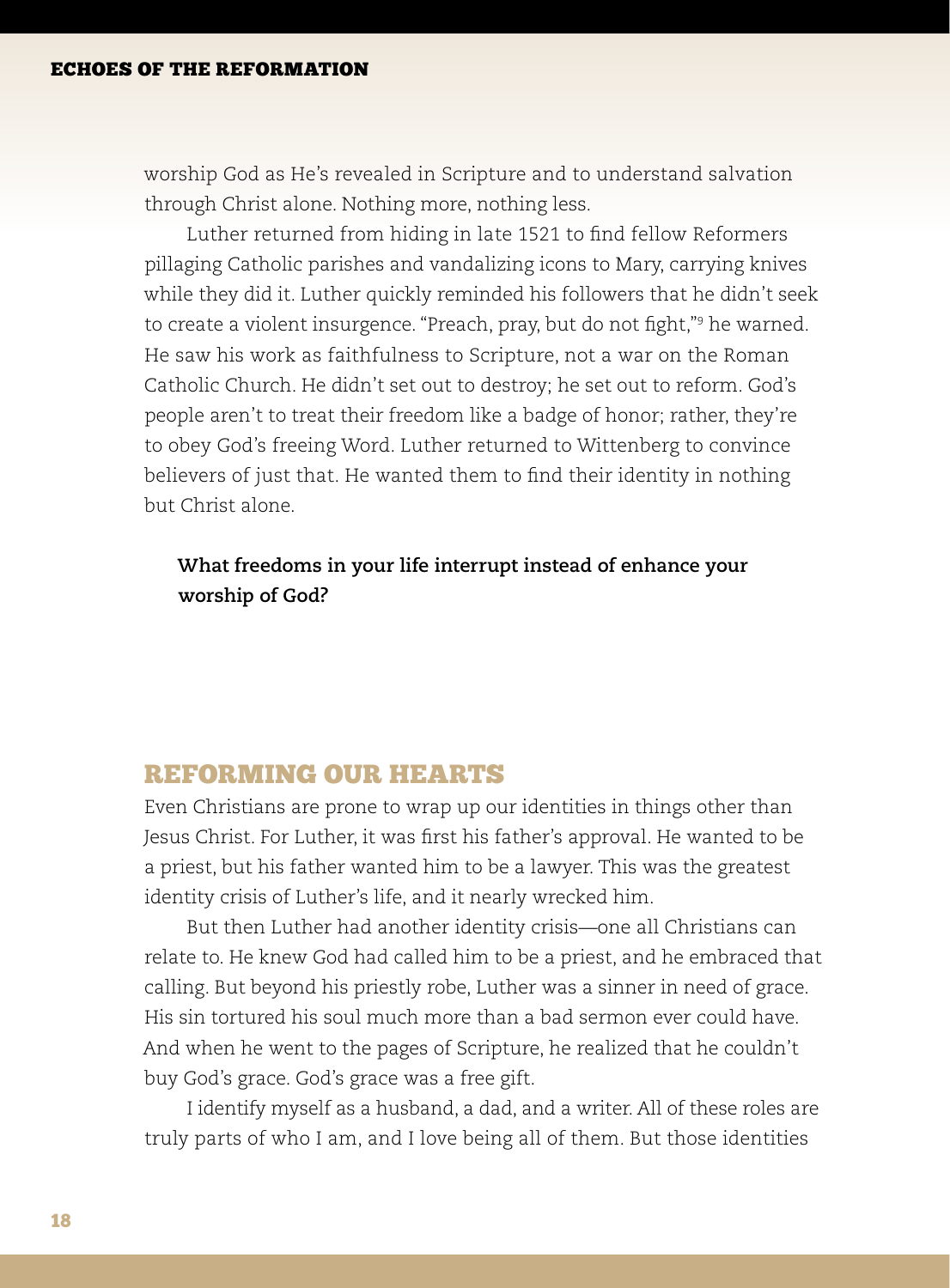worship God as He's revealed in Scripture and to understand salvation through Christ alone. Nothing more, nothing less.

Luther returned from hiding in late 1521 to find fellow Reformers pillaging Catholic parishes and vandalizing icons to Mary, carrying knives while they did it. Luther quickly reminded his followers that he didn't seek to create a violent insurgence. "Preach, pray, but do not fight,"[9] he warned. He saw his work as faithfulness to Scripture, not a war on the Roman Catholic Church. He didn't set out to destroy; he set out to reform. God's people aren't to treat their freedom like a badge of honor; rather, they're to obey God's freeing Word. Luther returned to Wittenberg to convince believers of just that. He wanted them to find their identity in nothing but Christ alone.

**What freedoms in your life interrupt instead of enhance your worship of God?**

## REFORMING OUR HEARTS

Even Christians are prone to wrap up our identities in things other than Jesus Christ. For Luther, it was first his father's approval. He wanted to be a priest, but his father wanted him to be a lawyer. This was the greatest identity crisis of Luther's life, and it nearly wrecked him.

But then Luther had another identity crisis—one all Christians can relate to. He knew God had called him to be a priest, and he embraced that calling. But beyond his priestly robe, Luther was a sinner in need of grace. His sin tortured his soul much more than a bad sermon ever could have. And when he went to the pages of Scripture, he realized that he couldn't buy God's grace. God's grace was a free gift.

I identify myself as a husband, a dad, and a writer. All of these roles are truly parts of who I am, and I love being all of them. But those identities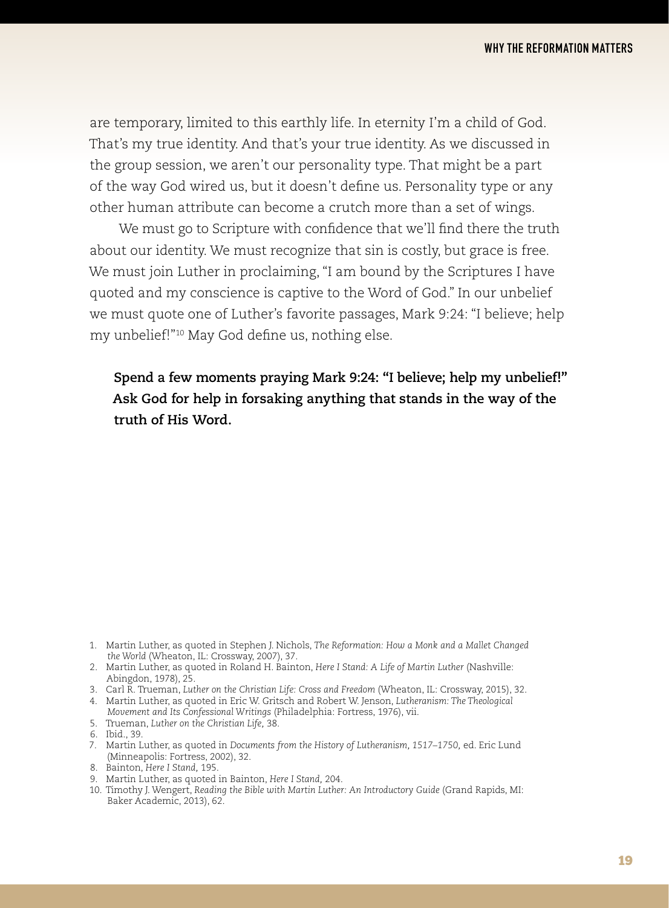are temporary, limited to this earthly life. In eternity I'm a child of God. That's my true identity. And that's your true identity. As we discussed in the group session, we aren't our personality type. That might be a part of the way God wired us, but it doesn't define us. Personality type or any other human attribute can become a crutch more than a set of wings.

We must go to Scripture with confidence that we'll find there the truth about our identity. We must recognize that sin is costly, but grace is free. We must join Luther in proclaiming, "I am bound by the Scriptures I have quoted and my conscience is captive to the Word of God." In our unbelief we must quote one of Luther's favorite passages, Mark 9:24: "I believe; help my unbelief!"[10] May God define us, nothing else.

**Spend a few moments praying Mark 9:24: "I believe; help my unbelief!" Ask God for help in forsaking anything that stands in the way of the truth of His Word.**

1. Martin Luther, as quoted in Stephen J. Nichols, *The Reformation: How a Monk and a Mallet Changed the World* (Wheaton, IL: Crossway, 2007), 37.
2. Martin Luther, as quoted in Roland H. Bainton, *Here I Stand: A Life of Martin Luther* (Nashville: Abingdon, 1978), 25.
3. Carl R. Trueman, *Luther on the Christian Life: Cross and Freedom* (Wheaton, IL: Crossway, 2015), 32.
4. Martin Luther, as quoted in Eric W. Gritsch and Robert W. Jenson, *Lutheranism: The Theological Movement and Its Confessional Writings* (Philadelphia: Fortress, 1976), vii.
5. Trueman, *Luther on the Christian Life,* 38.
6. Ibid., 39.
7. Martin Luther, as quoted in *Documents from the History of Lutheranism, 1517–1750,* ed. Eric Lund (Minneapolis: Fortress, 2002), 32.
8. Bainton, *Here I Stand,* 195.
9. Martin Luther, as quoted in Bainton, *Here I Stand,* 204.
10. Timothy J. Wengert, *Reading the Bible with Martin Luther: An Introductory Guide* (Grand Rapids, MI: Baker Academic, 2013), 62.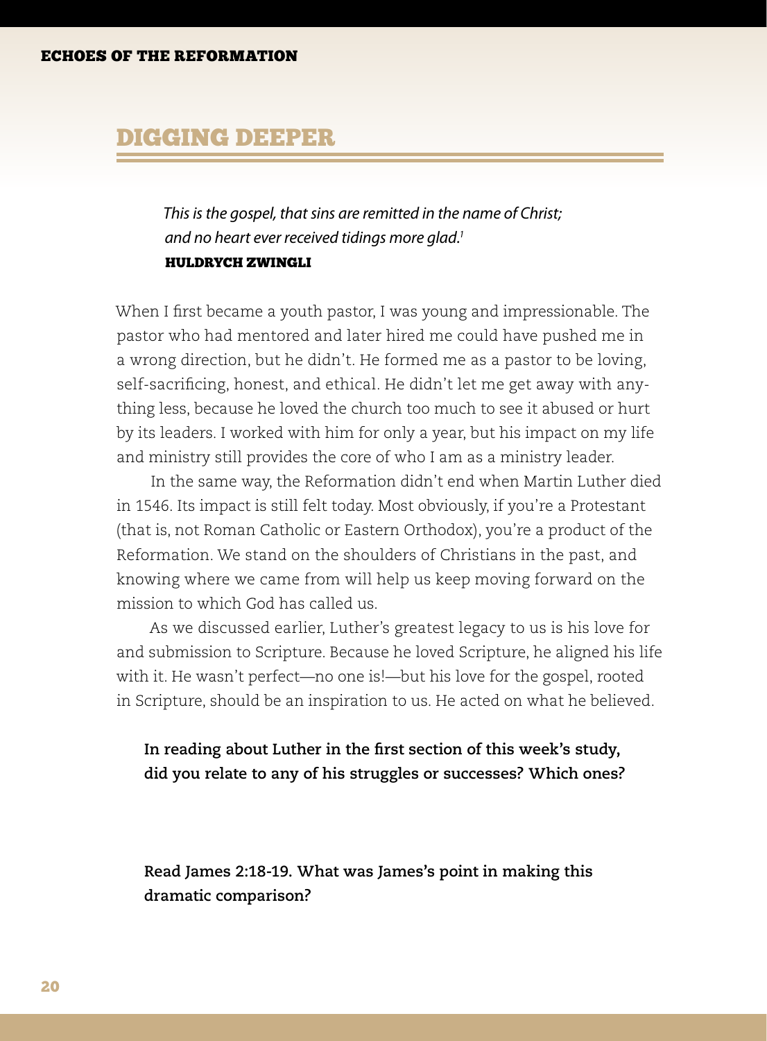## DIGGING DEEPER

> *This is the gospel, that sins are remitted in the name of Christ; and no heart ever received tidings more glad.*[1]
> **HULDRYCH ZWINGLI**

When I first became a youth pastor, I was young and impressionable. The pastor who had mentored and later hired me could have pushed me in a wrong direction, but he didn't. He formed me as a pastor to be loving, self-sacrificing, honest, and ethical. He didn't let me get away with anything less, because he loved the church too much to see it abused or hurt by its leaders. I worked with him for only a year, but his impact on my life and ministry still provides the core of who I am as a ministry leader.

In the same way, the Reformation didn't end when Martin Luther died in 1546. Its impact is still felt today. Most obviously, if you're a Protestant (that is, not Roman Catholic or Eastern Orthodox), you're a product of the Reformation. We stand on the shoulders of Christians in the past, and knowing where we came from will help us keep moving forward on the mission to which God has called us.

As we discussed earlier, Luther's greatest legacy to us is his love for and submission to Scripture. Because he loved Scripture, he aligned his life with it. He wasn't perfect—no one is!—but his love for the gospel, rooted in Scripture, should be an inspiration to us. He acted on what he believed.

**In reading about Luther in the first section of this week's study, did you relate to any of his struggles or successes? Which ones?**

**Read James 2:18-19. What was James's point in making this dramatic comparison?**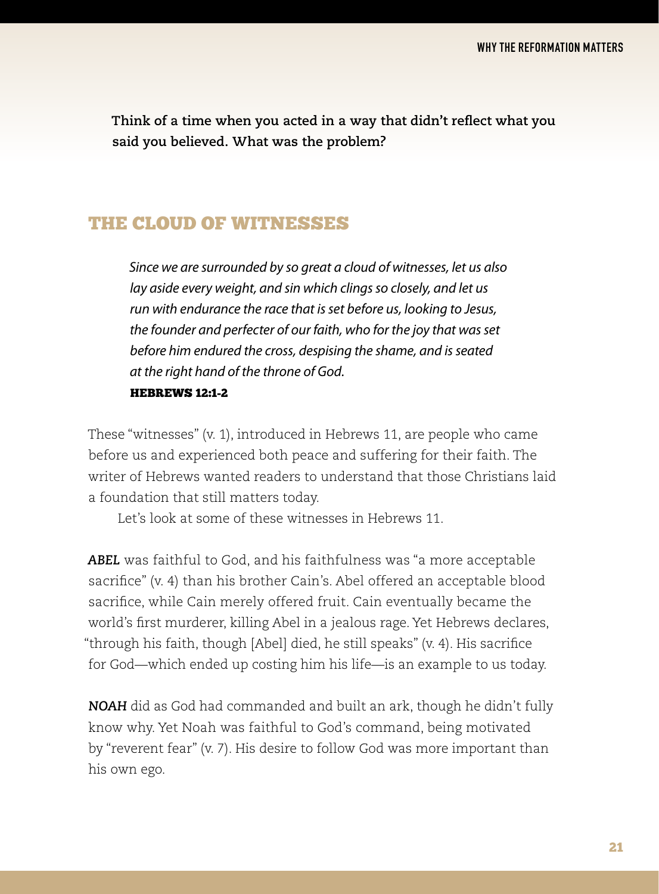**Think of a time when you acted in a way that didn't reflect what you said you believed. What was the problem?**

## THE CLOUD OF WITNESSES

> *Since we are surrounded by so great a cloud of witnesses, let us also lay aside every weight, and sin which clings so closely, and let us run with endurance the race that is set before us, looking to Jesus, the founder and perfecter of our faith, who for the joy that was set before him endured the cross, despising the shame, and is seated at the right hand of the throne of God.*
>
> **HEBREWS 12:1-2**

These "witnesses" (v. 1), introduced in Hebrews 11, are people who came before us and experienced both peace and suffering for their faith. The writer of Hebrews wanted readers to understand that those Christians laid a foundation that still matters today.

Let's look at some of these witnesses in Hebrews 11.

***ABEL*** was faithful to God, and his faithfulness was "a more acceptable sacrifice" (v. 4) than his brother Cain's. Abel offered an acceptable blood sacrifice, while Cain merely offered fruit. Cain eventually became the world's first murderer, killing Abel in a jealous rage. Yet Hebrews declares, "through his faith, though [Abel] died, he still speaks" (v. 4). His sacrifice for God—which ended up costing him his life—is an example to us today.

***NOAH*** did as God had commanded and built an ark, though he didn't fully know why. Yet Noah was faithful to God's command, being motivated by "reverent fear" (v. 7). His desire to follow God was more important than his own ego.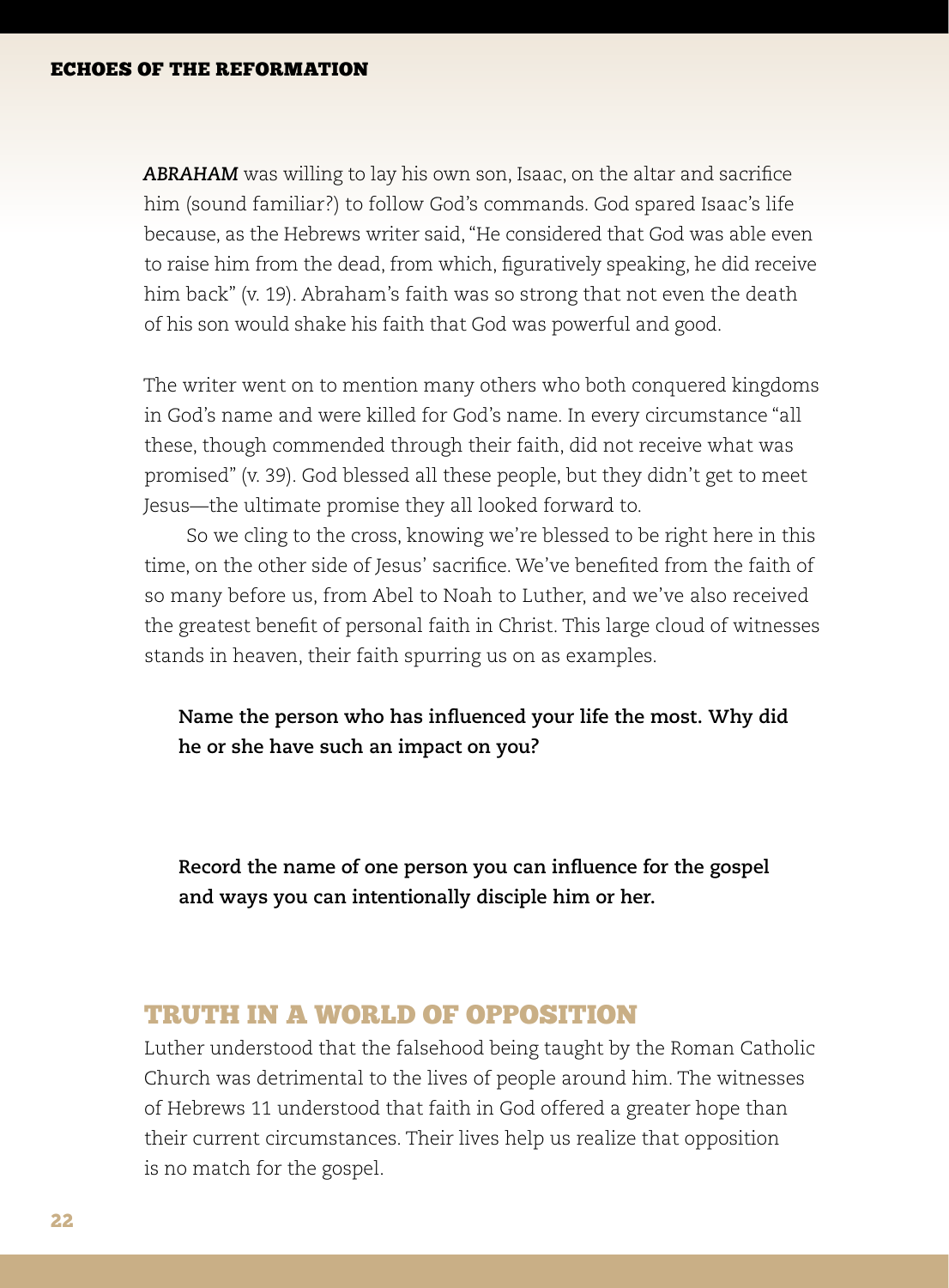***ABRAHAM*** was willing to lay his own son, Isaac, on the altar and sacrifice him (sound familiar?) to follow God's commands. God spared Isaac's life because, as the Hebrews writer said, "He considered that God was able even to raise him from the dead, from which, figuratively speaking, he did receive him back" (v. 19). Abraham's faith was so strong that not even the death of his son would shake his faith that God was powerful and good.

The writer went on to mention many others who both conquered kingdoms in God's name and were killed for God's name. In every circumstance "all these, though commended through their faith, did not receive what was promised" (v. 39). God blessed all these people, but they didn't get to meet Jesus—the ultimate promise they all looked forward to.

So we cling to the cross, knowing we're blessed to be right here in this time, on the other side of Jesus' sacrifice. We've benefited from the faith of so many before us, from Abel to Noah to Luther, and we've also received the greatest benefit of personal faith in Christ. This large cloud of witnesses stands in heaven, their faith spurring us on as examples.

**Name the person who has influenced your life the most. Why did he or she have such an impact on you?**

**Record the name of one person you can influence for the gospel and ways you can intentionally disciple him or her.**

## TRUTH IN A WORLD OF OPPOSITION

Luther understood that the falsehood being taught by the Roman Catholic Church was detrimental to the lives of people around him. The witnesses of Hebrews 11 understood that faith in God offered a greater hope than their current circumstances. Their lives help us realize that opposition is no match for the gospel.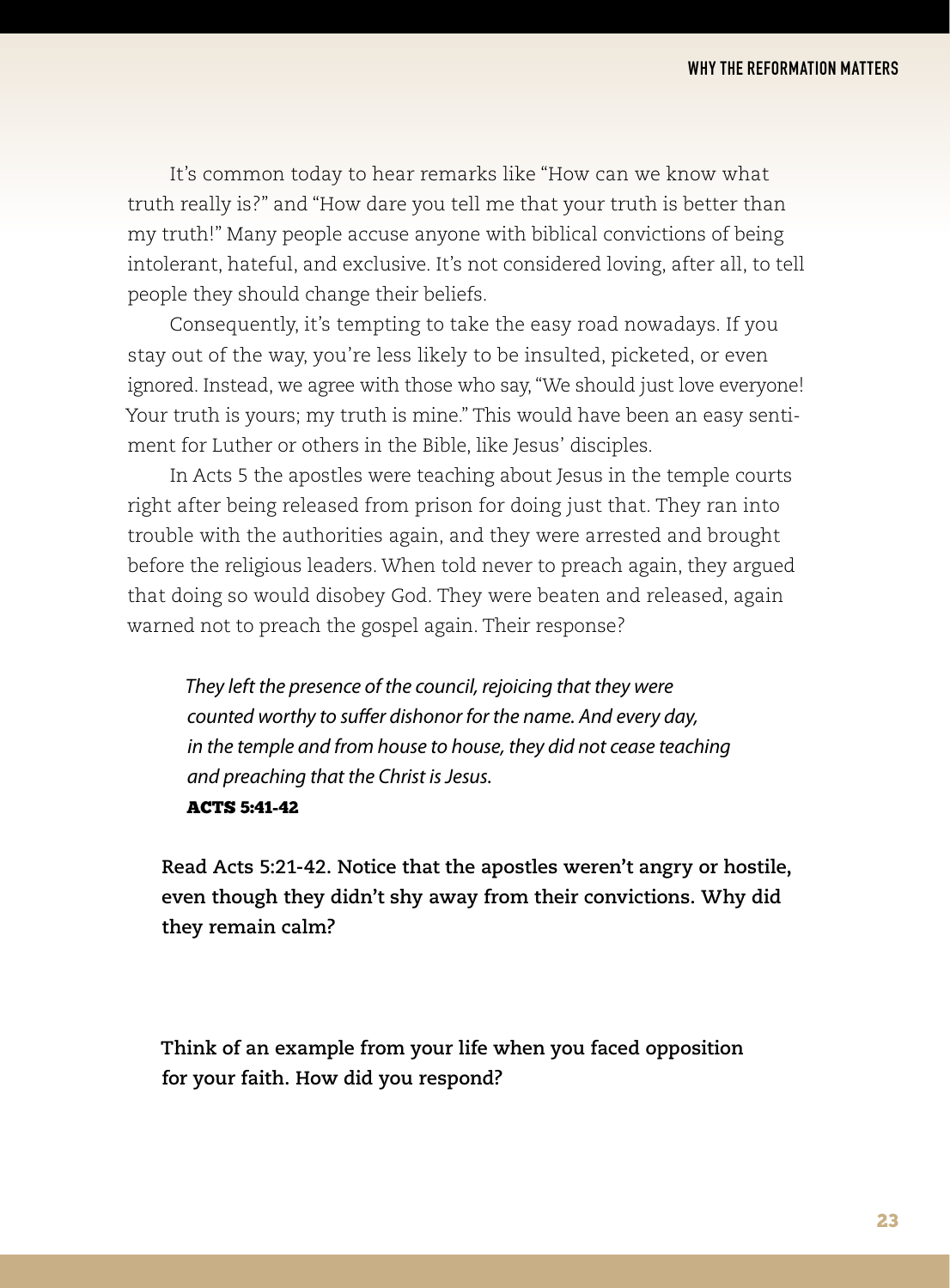It's common today to hear remarks like "How can we know what truth really is?" and "How dare you tell me that your truth is better than my truth!" Many people accuse anyone with biblical convictions of being intolerant, hateful, and exclusive. It's not considered loving, after all, to tell people they should change their beliefs.

Consequently, it's tempting to take the easy road nowadays. If you stay out of the way, you're less likely to be insulted, picketed, or even ignored. Instead, we agree with those who say, "We should just love everyone! Your truth is yours; my truth is mine." This would have been an easy sentiment for Luther or others in the Bible, like Jesus' disciples.

In Acts 5 the apostles were teaching about Jesus in the temple courts right after being released from prison for doing just that. They ran into trouble with the authorities again, and they were arrested and brought before the religious leaders. When told never to preach again, they argued that doing so would disobey God. They were beaten and released, again warned not to preach the gospel again. Their response?

> *They left the presence of the council, rejoicing that they were counted worthy to suffer dishonor for the name. And every day, in the temple and from house to house, they did not cease teaching and preaching that the Christ is Jesus.*
>
> **ACTS 5:41-42**

**Read Acts 5:21-42. Notice that the apostles weren't angry or hostile, even though they didn't shy away from their convictions. Why did they remain calm?**

**Think of an example from your life when you faced opposition for your faith. How did you respond?**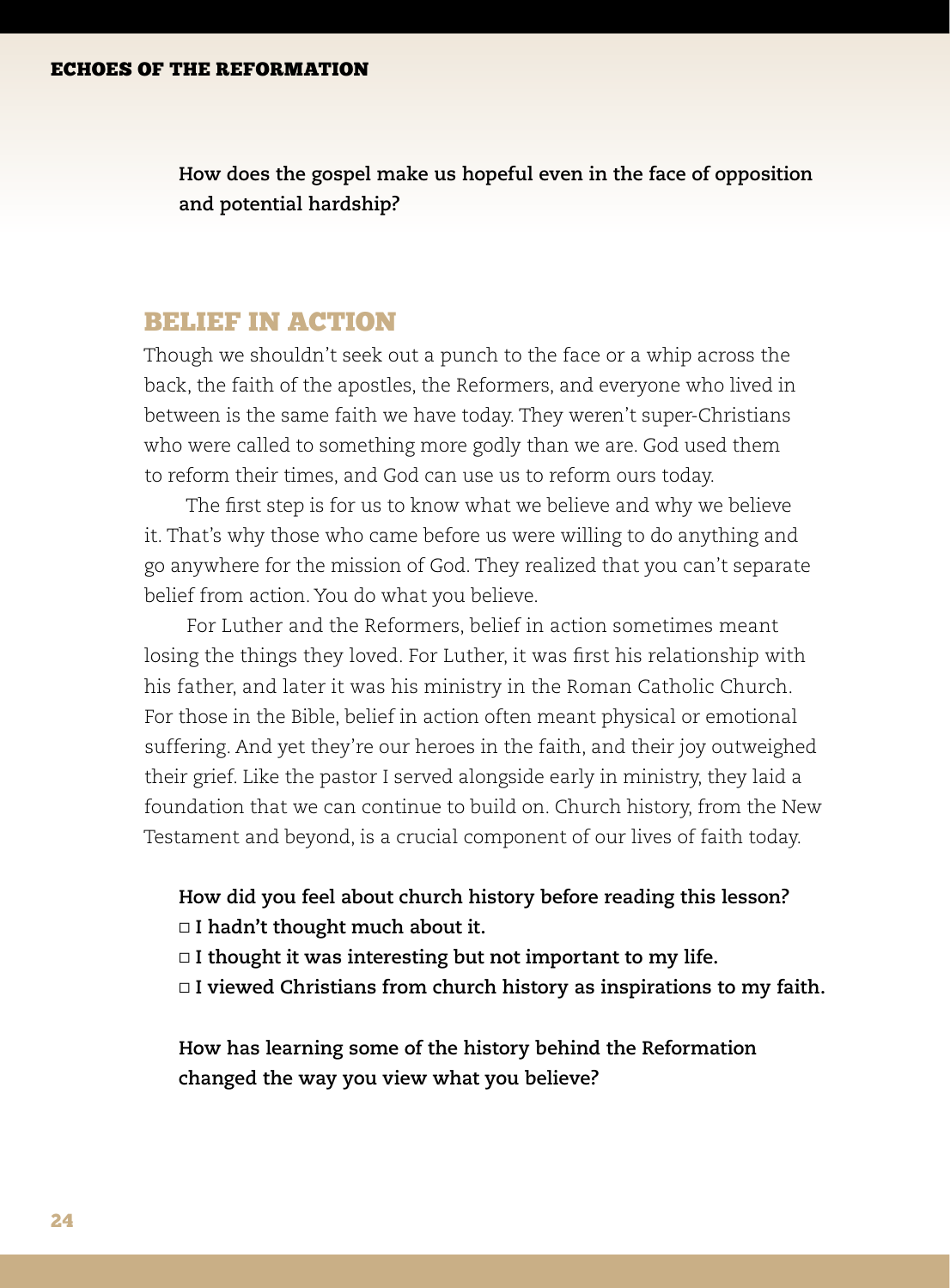**How does the gospel make us hopeful even in the face of opposition and potential hardship?**

## BELIEF IN ACTION

Though we shouldn't seek out a punch to the face or a whip across the back, the faith of the apostles, the Reformers, and everyone who lived in between is the same faith we have today. They weren't super-Christians who were called to something more godly than we are. God used them to reform their times, and God can use us to reform ours today.

The first step is for us to know what we believe and why we believe it. That's why those who came before us were willing to do anything and go anywhere for the mission of God. They realized that you can't separate belief from action. You do what you believe.

For Luther and the Reformers, belief in action sometimes meant losing the things they loved. For Luther, it was first his relationship with his father, and later it was his ministry in the Roman Catholic Church. For those in the Bible, belief in action often meant physical or emotional suffering. And yet they're our heroes in the faith, and their joy outweighed their grief. Like the pastor I served alongside early in ministry, they laid a foundation that we can continue to build on. Church history, from the New Testament and beyond, is a crucial component of our lives of faith today.

**How did you feel about church history before reading this lesson?**
**□ I hadn't thought much about it.**
**□ I thought it was interesting but not important to my life.**
**□ I viewed Christians from church history as inspirations to my faith.**

**How has learning some of the history behind the Reformation changed the way you view what you believe?**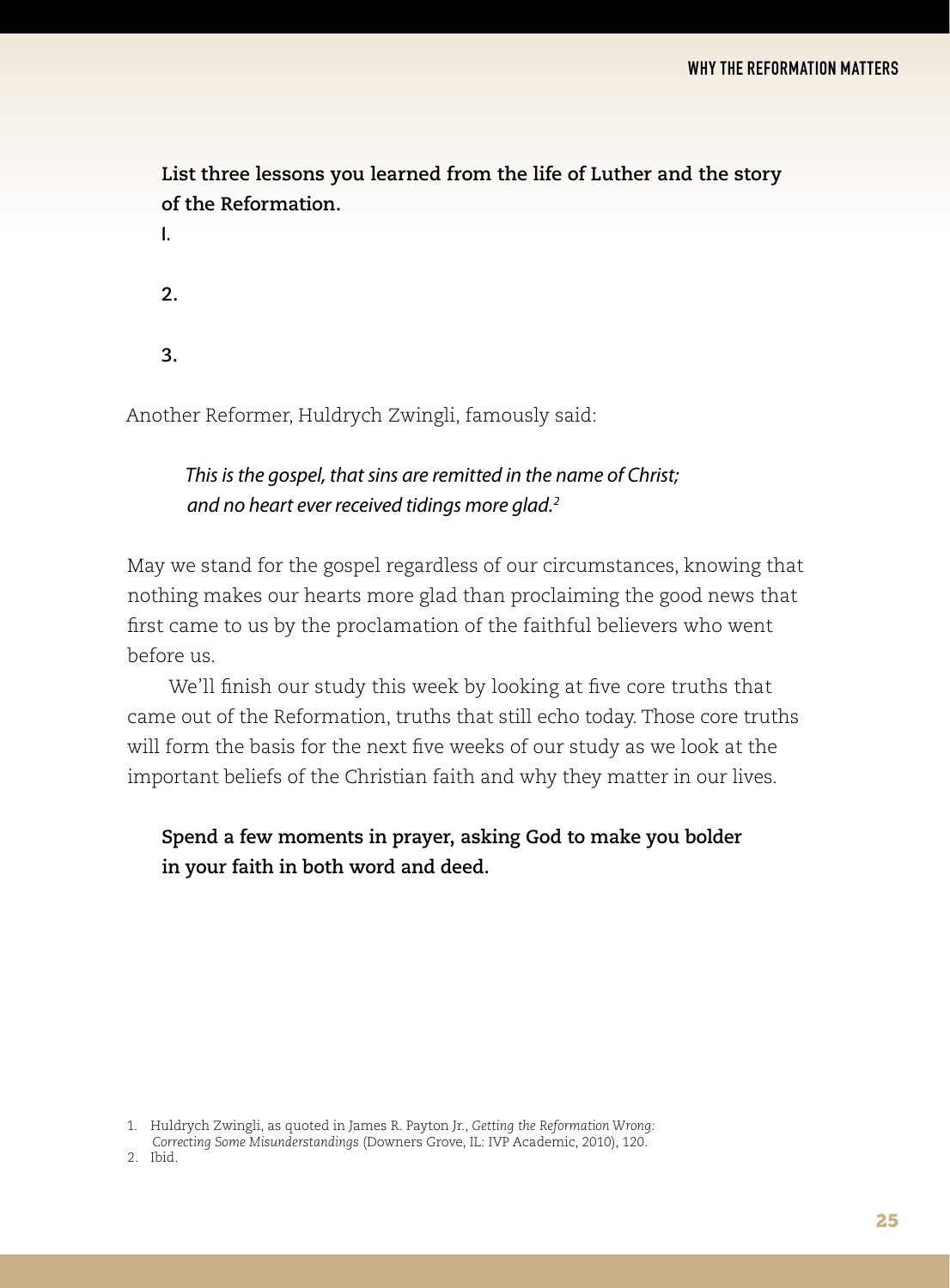**List three lessons you learned from the life of Luther and the story of the Reformation.**

1.

2.

3.

Another Reformer, Huldrych Zwingli, famously said:

> *This is the gospel, that sins are remitted in the name of Christ; and no heart ever received tidings more glad.*[2]

May we stand for the gospel regardless of our circumstances, knowing that nothing makes our hearts more glad than proclaiming the good news that first came to us by the proclamation of the faithful believers who went before us.

We'll finish our study this week by looking at five core truths that came out of the Reformation, truths that still echo today. Those core truths will form the basis for the next five weeks of our study as we look at the important beliefs of the Christian faith and why they matter in our lives.

**Spend a few moments in prayer, asking God to make you bolder in your faith in both word and deed.**

---

1. Huldrych Zwingli, as quoted in James R. Payton Jr., *Getting the Reformation Wrong: Correcting Some Misunderstandings* (Downers Grove, IL: IVP Academic, 2010), 120.
2. Ibid.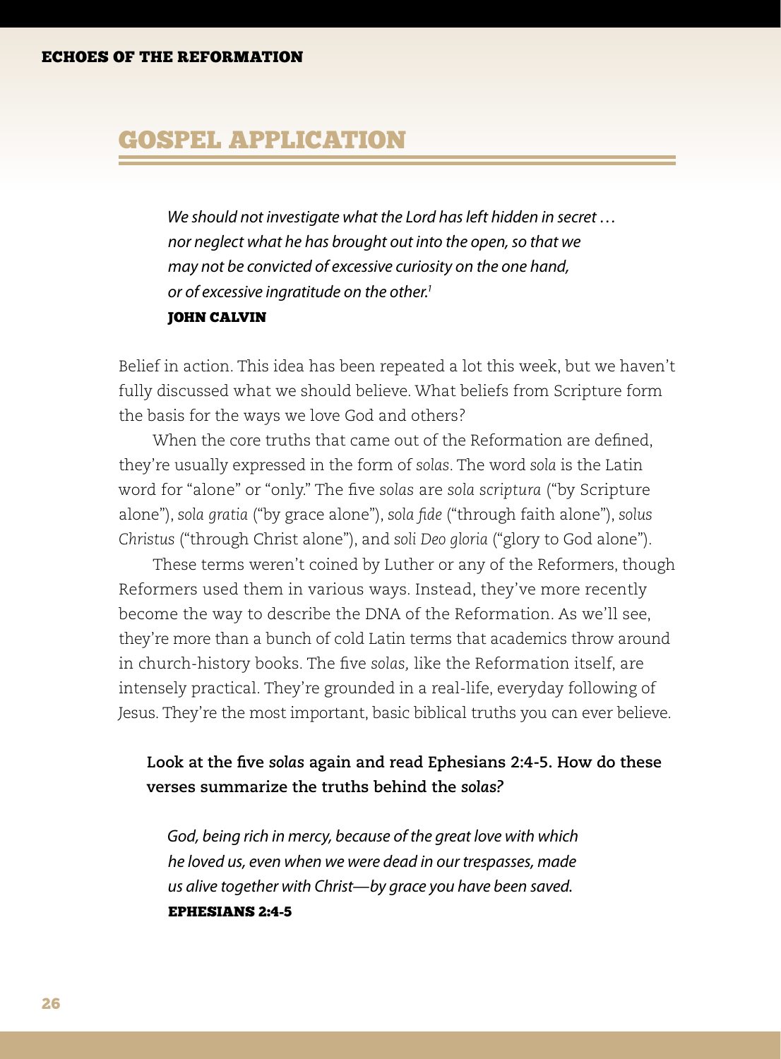## GOSPEL APPLICATION

> *We should not investigate what the Lord has left hidden in secret … nor neglect what he has brought out into the open, so that we may not be convicted of excessive curiosity on the one hand, or of excessive ingratitude on the other.*[1]
>
> **JOHN CALVIN**

Belief in action. This idea has been repeated a lot this week, but we haven't fully discussed what we should believe. What beliefs from Scripture form the basis for the ways we love God and others?

When the core truths that came out of the Reformation are defined, they're usually expressed in the form of *solas*. The word *sola* is the Latin word for "alone" or "only." The five *solas* are *sola scriptura* ("by Scripture alone"), *sola gratia* ("by grace alone"), *sola fide* ("through faith alone"), *solus Christus* ("through Christ alone"), and *soli Deo gloria* ("glory to God alone").

These terms weren't coined by Luther or any of the Reformers, though Reformers used them in various ways. Instead, they've more recently become the way to describe the DNA of the Reformation. As we'll see, they're more than a bunch of cold Latin terms that academics throw around in church-history books. The five *solas,* like the Reformation itself, are intensely practical. They're grounded in a real-life, everyday following of Jesus. They're the most important, basic biblical truths you can ever believe.

**Look at the five *solas* again and read Ephesians 2:4-5. How do these verses summarize the truths behind the *solas?***

> *God, being rich in mercy, because of the great love with which he loved us, even when we were dead in our trespasses, made us alive together with Christ—by grace you have been saved.*
>
> **EPHESIANS 2:4-5**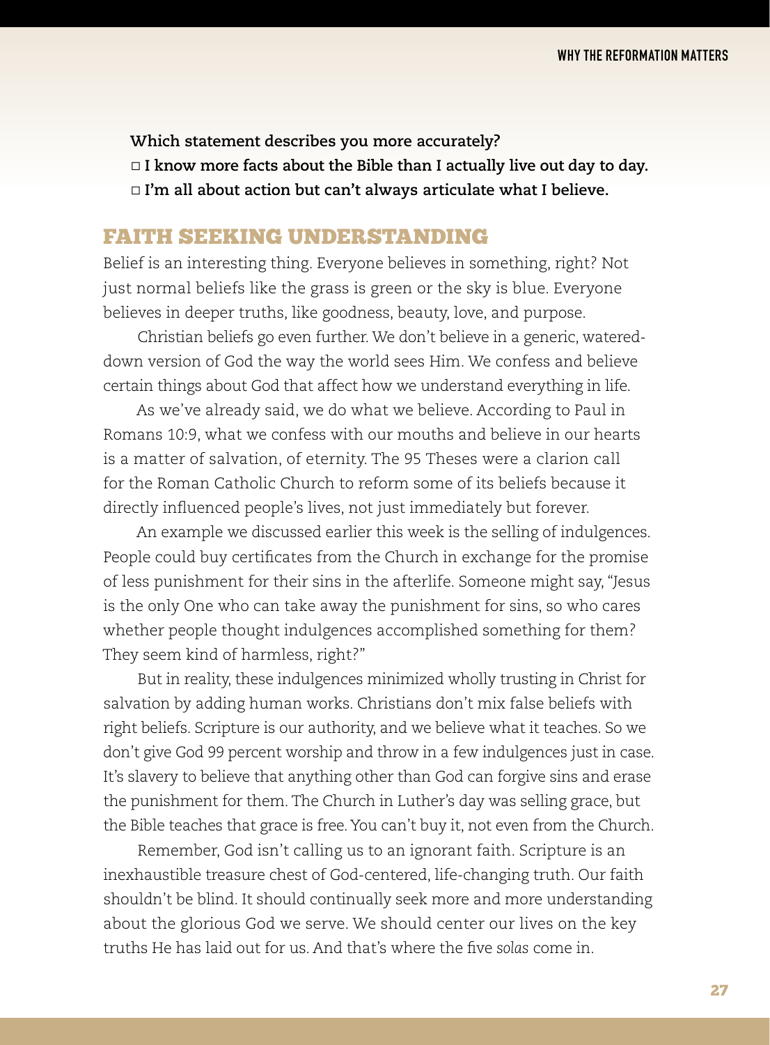**Which statement describes you more accurately?**

**□ I know more facts about the Bible than I actually live out day to day.**

**□ I'm all about action but can't always articulate what I believe.**

## FAITH SEEKING UNDERSTANDING

Belief is an interesting thing. Everyone believes in something, right? Not just normal beliefs like the grass is green or the sky is blue. Everyone believes in deeper truths, like goodness, beauty, love, and purpose.

Christian beliefs go even further. We don't believe in a generic, watered-down version of God the way the world sees Him. We confess and believe certain things about God that affect how we understand everything in life.

As we've already said, we do what we believe. According to Paul in Romans 10:9, what we confess with our mouths and believe in our hearts is a matter of salvation, of eternity. The 95 Theses were a clarion call for the Roman Catholic Church to reform some of its beliefs because it directly influenced people's lives, not just immediately but forever.

An example we discussed earlier this week is the selling of indulgences. People could buy certificates from the Church in exchange for the promise of less punishment for their sins in the afterlife. Someone might say, "Jesus is the only One who can take away the punishment for sins, so who cares whether people thought indulgences accomplished something for them? They seem kind of harmless, right?"

But in reality, these indulgences minimized wholly trusting in Christ for salvation by adding human works. Christians don't mix false beliefs with right beliefs. Scripture is our authority, and we believe what it teaches. So we don't give God 99 percent worship and throw in a few indulgences just in case. It's slavery to believe that anything other than God can forgive sins and erase the punishment for them. The Church in Luther's day was selling grace, but the Bible teaches that grace is free. You can't buy it, not even from the Church.

Remember, God isn't calling us to an ignorant faith. Scripture is an inexhaustible treasure chest of God-centered, life-changing truth. Our faith shouldn't be blind. It should continually seek more and more understanding about the glorious God we serve. We should center our lives on the key truths He has laid out for us. And that's where the five *solas* come in.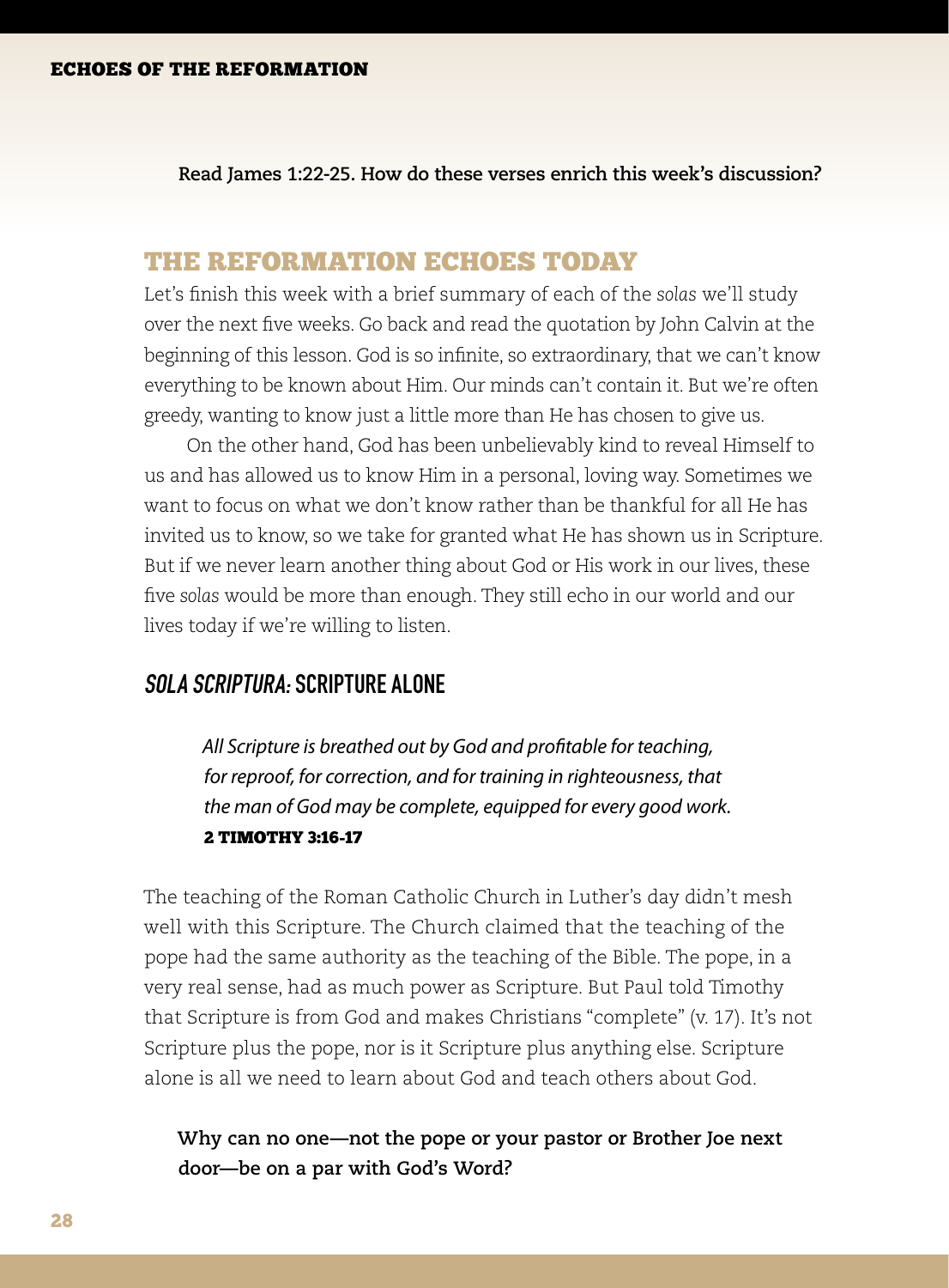**Read James 1:22-25. How do these verses enrich this week's discussion?**

## THE REFORMATION ECHOES TODAY

Let's finish this week with a brief summary of each of the *solas* we'll study over the next five weeks. Go back and read the quotation by John Calvin at the beginning of this lesson. God is so infinite, so extraordinary, that we can't know everything to be known about Him. Our minds can't contain it. But we're often greedy, wanting to know just a little more than He has chosen to give us.

On the other hand, God has been unbelievably kind to reveal Himself to us and has allowed us to know Him in a personal, loving way. Sometimes we want to focus on what we don't know rather than be thankful for all He has invited us to know, so we take for granted what He has shown us in Scripture. But if we never learn another thing about God or His work in our lives, these five *solas* would be more than enough. They still echo in our world and our lives today if we're willing to listen.

### *SOLA SCRIPTURA:* SCRIPTURE ALONE

> *All Scripture is breathed out by God and profitable for teaching, for reproof, for correction, and for training in righteousness, that the man of God may be complete, equipped for every good work.*
> **2 TIMOTHY 3:16-17**

The teaching of the Roman Catholic Church in Luther's day didn't mesh well with this Scripture. The Church claimed that the teaching of the pope had the same authority as the teaching of the Bible. The pope, in a very real sense, had as much power as Scripture. But Paul told Timothy that Scripture is from God and makes Christians "complete" (v. 17). It's not Scripture plus the pope, nor is it Scripture plus anything else. Scripture alone is all we need to learn about God and teach others about God.

**Why can no one—not the pope or your pastor or Brother Joe next door—be on a par with God's Word?**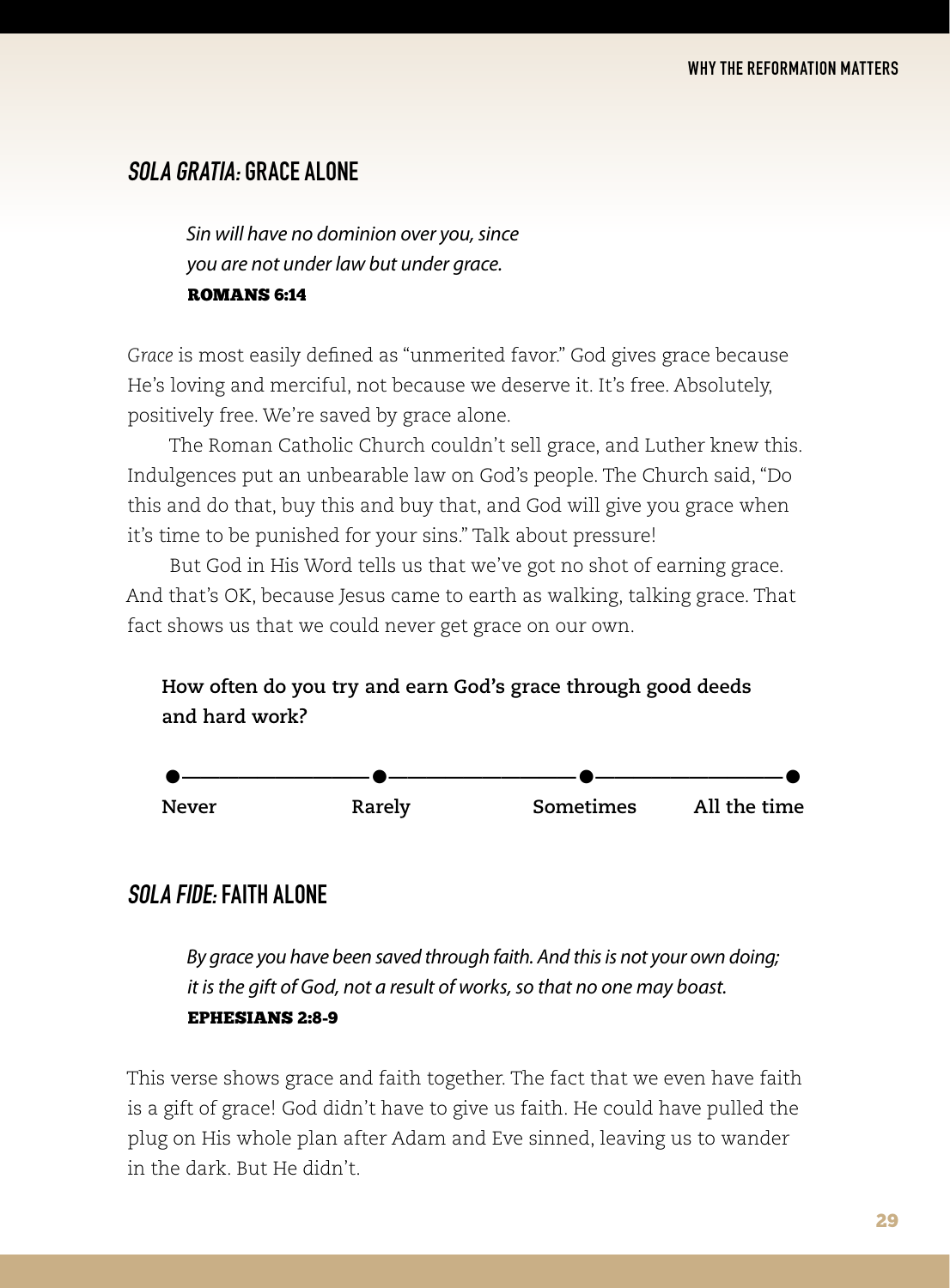## *SOLA GRATIA:* GRACE ALONE

> *Sin will have no dominion over you, since you are not under law but under grace.*
> **ROMANS 6:14**

*Grace* is most easily defined as "unmerited favor." God gives grace because He's loving and merciful, not because we deserve it. It's free. Absolutely, positively free. We're saved by grace alone.

The Roman Catholic Church couldn't sell grace, and Luther knew this. Indulgences put an unbearable law on God's people. The Church said, "Do this and do that, buy this and buy that, and God will give you grace when it's time to be punished for your sins." Talk about pressure!

But God in His Word tells us that we've got no shot of earning grace. And that's OK, because Jesus came to earth as walking, talking grace. That fact shows us that we could never get grace on our own.

**How often do you try and earn God's grace through good deeds and hard work?**

**Never** ——— **Rarely** ——— **Sometimes** ——— **All the time**

## *SOLA FIDE:* FAITH ALONE

> *By grace you have been saved through faith. And this is not your own doing; it is the gift of God, not a result of works, so that no one may boast.*
> **EPHESIANS 2:8-9**

This verse shows grace and faith together. The fact that we even have faith is a gift of grace! God didn't have to give us faith. He could have pulled the plug on His whole plan after Adam and Eve sinned, leaving us to wander in the dark. But He didn't.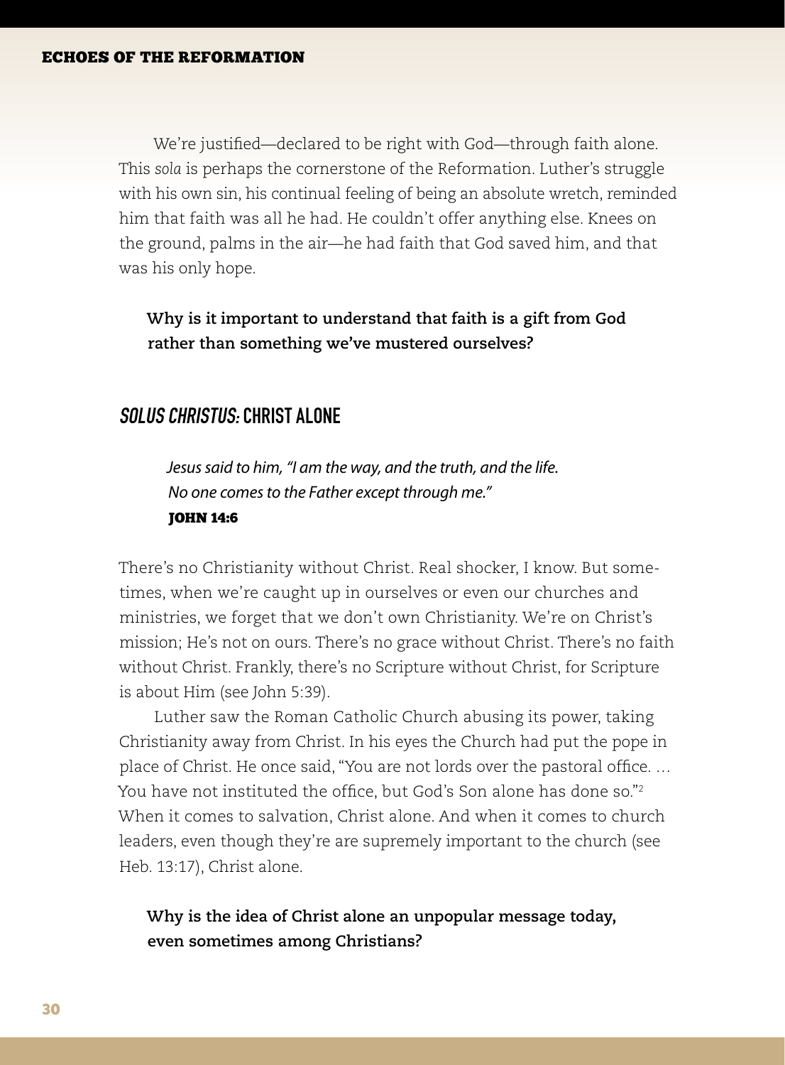We're justified—declared to be right with God—through faith alone. This *sola* is perhaps the cornerstone of the Reformation. Luther's struggle with his own sin, his continual feeling of being an absolute wretch, reminded him that faith was all he had. He couldn't offer anything else. Knees on the ground, palms in the air—he had faith that God saved him, and that was his only hope.

**Why is it important to understand that faith is a gift from God rather than something we've mustered ourselves?**

## *SOLUS CHRISTUS:* CHRIST ALONE

*Jesus said to him, "I am the way, and the truth, and the life. No one comes to the Father except through me."*
**JOHN 14:6**

There's no Christianity without Christ. Real shocker, I know. But sometimes, when we're caught up in ourselves or even our churches and ministries, we forget that we don't own Christianity. We're on Christ's mission; He's not on ours. There's no grace without Christ. There's no faith without Christ. Frankly, there's no Scripture without Christ, for Scripture is about Him (see John 5:39).

Luther saw the Roman Catholic Church abusing its power, taking Christianity away from Christ. In his eyes the Church had put the pope in place of Christ. He once said, "You are not lords over the pastoral office. … You have not instituted the office, but God's Son alone has done so."[2] When it comes to salvation, Christ alone. And when it comes to church leaders, even though they're are supremely important to the church (see Heb. 13:17), Christ alone.

**Why is the idea of Christ alone an unpopular message today, even sometimes among Christians?**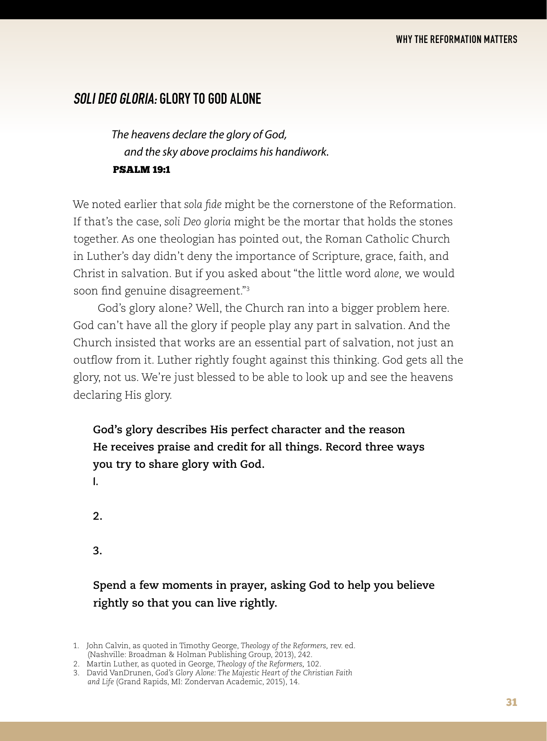## *SOLI DEO GLORIA:* GLORY TO GOD ALONE

*The heavens declare the glory of God,*
*and the sky above proclaims his handiwork.*
**PSALM 19:1**

We noted earlier that *sola fide* might be the cornerstone of the Reformation. If that's the case, *soli Deo gloria* might be the mortar that holds the stones together. As one theologian has pointed out, the Roman Catholic Church in Luther's day didn't deny the importance of Scripture, grace, faith, and Christ in salvation. But if you asked about "the little word *alone,* we would soon find genuine disagreement."[3]

God's glory alone? Well, the Church ran into a bigger problem here. God can't have all the glory if people play any part in salvation. And the Church insisted that works are an essential part of salvation, not just an outflow from it. Luther rightly fought against this thinking. God gets all the glory, not us. We're just blessed to be able to look up and see the heavens declaring His glory.

**God's glory describes His perfect character and the reason He receives praise and credit for all things. Record three ways you try to share glory with God.**

**1.**

**2.**

**3.**

**Spend a few moments in prayer, asking God to help you believe rightly so that you can live rightly.**

1. John Calvin, as quoted in Timothy George, *Theology of the Reformers,* rev. ed. (Nashville: Broadman & Holman Publishing Group, 2013), 242.
2. Martin Luther, as quoted in George, *Theology of the Reformers,* 102.
3. David VanDrunen, *God's Glory Alone: The Majestic Heart of the Christian Faith and Life* (Grand Rapids, MI: Zondervan Academic, 2015), 14.